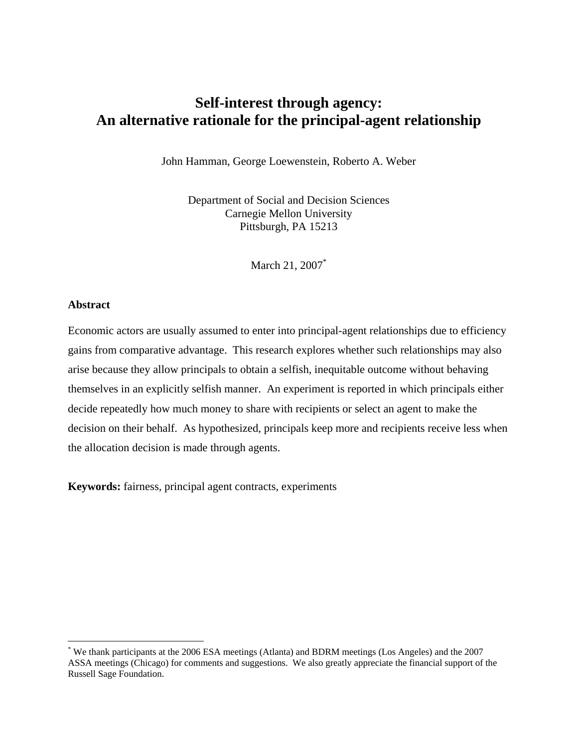# Self-interest through agency: An alternative rationale for the principal-agent relationship

John Hamman, George Loewenstein, Roberto A. Weber

Department of Social and Decision Sciences
Carnegie Mellon University
Pittsburgh, PA 15213

March 21, 2007*

### Abstract

Economic actors are usually assumed to enter into principal-agent relationships due to efficiency gains from comparative advantage. This research explores whether such relationships may also arise because they allow principals to obtain a selfish, inequitable outcome without behaving themselves in an explicitly selfish manner. An experiment is reported in which principals either decide repeatedly how much money to share with recipients or select an agent to make the decision on their behalf. As hypothesized, principals keep more and recipients receive less when the allocation decision is made through agents.

**Keywords:** fairness, principal agent contracts, experiments

---

* We thank participants at the 2006 ESA meetings (Atlanta) and BDRM meetings (Los Angeles) and the 2007 ASSA meetings (Chicago) for comments and suggestions. We also greatly appreciate the financial support of the Russell Sage Foundation.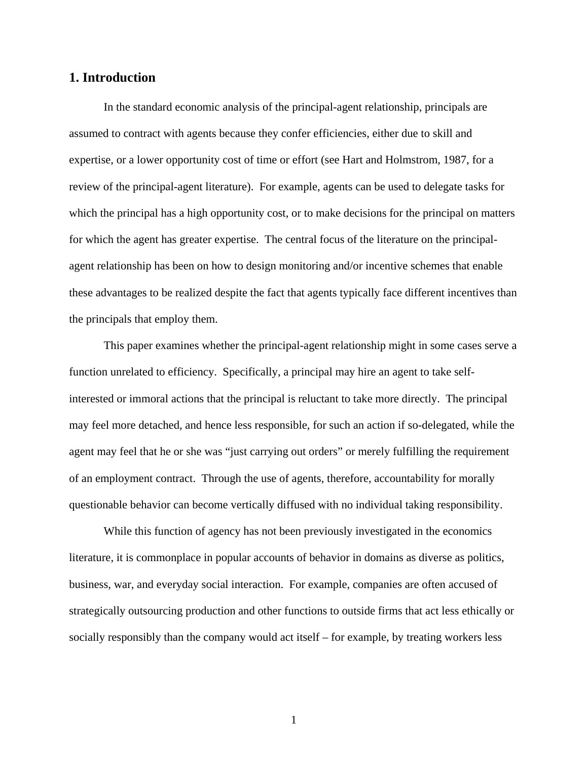## 1. Introduction

In the standard economic analysis of the principal-agent relationship, principals are assumed to contract with agents because they confer efficiencies, either due to skill and expertise, or a lower opportunity cost of time or effort (see Hart and Holmstrom, 1987, for a review of the principal-agent literature). For example, agents can be used to delegate tasks for which the principal has a high opportunity cost, or to make decisions for the principal on matters for which the agent has greater expertise. The central focus of the literature on the principal-agent relationship has been on how to design monitoring and/or incentive schemes that enable these advantages to be realized despite the fact that agents typically face different incentives than the principals that employ them.

This paper examines whether the principal-agent relationship might in some cases serve a function unrelated to efficiency. Specifically, a principal may hire an agent to take self-interested or immoral actions that the principal is reluctant to take more directly. The principal may feel more detached, and hence less responsible, for such an action if so-delegated, while the agent may feel that he or she was "just carrying out orders" or merely fulfilling the requirement of an employment contract. Through the use of agents, therefore, accountability for morally questionable behavior can become vertically diffused with no individual taking responsibility.

While this function of agency has not been previously investigated in the economics literature, it is commonplace in popular accounts of behavior in domains as diverse as politics, business, war, and everyday social interaction. For example, companies are often accused of strategically outsourcing production and other functions to outside firms that act less ethically or socially responsibly than the company would act itself – for example, by treating workers less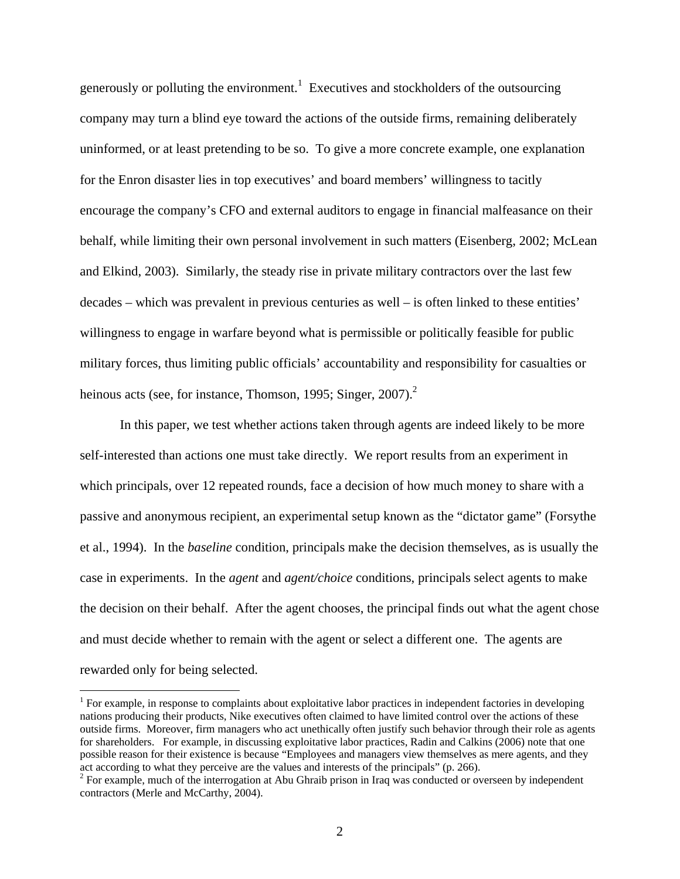generously or polluting the environment.[1] Executives and stockholders of the outsourcing company may turn a blind eye toward the actions of the outside firms, remaining deliberately uninformed, or at least pretending to be so. To give a more concrete example, one explanation for the Enron disaster lies in top executives' and board members' willingness to tacitly encourage the company's CFO and external auditors to engage in financial malfeasance on their behalf, while limiting their own personal involvement in such matters (Eisenberg, 2002; McLean and Elkind, 2003). Similarly, the steady rise in private military contractors over the last few decades – which was prevalent in previous centuries as well – is often linked to these entities' willingness to engage in warfare beyond what is permissible or politically feasible for public military forces, thus limiting public officials' accountability and responsibility for casualties or heinous acts (see, for instance, Thomson, 1995; Singer, 2007).[2]

In this paper, we test whether actions taken through agents are indeed likely to be more self-interested than actions one must take directly. We report results from an experiment in which principals, over 12 repeated rounds, face a decision of how much money to share with a passive and anonymous recipient, an experimental setup known as the "dictator game" (Forsythe et al., 1994). In the *baseline* condition, principals make the decision themselves, as is usually the case in experiments. In the *agent* and *agent/choice* conditions, principals select agents to make the decision on their behalf. After the agent chooses, the principal finds out what the agent chose and must decide whether to remain with the agent or select a different one. The agents are rewarded only for being selected.

[1] For example, in response to complaints about exploitative labor practices in independent factories in developing nations producing their products, Nike executives often claimed to have limited control over the actions of these outside firms. Moreover, firm managers who act unethically often justify such behavior through their role as agents for shareholders. For example, in discussing exploitative labor practices, Radin and Calkins (2006) note that one possible reason for their existence is because "Employees and managers view themselves as mere agents, and they act according to what they perceive are the values and interests of the principals" (p. 266).

[2] For example, much of the interrogation at Abu Ghraib prison in Iraq was conducted or overseen by independent contractors (Merle and McCarthy, 2004).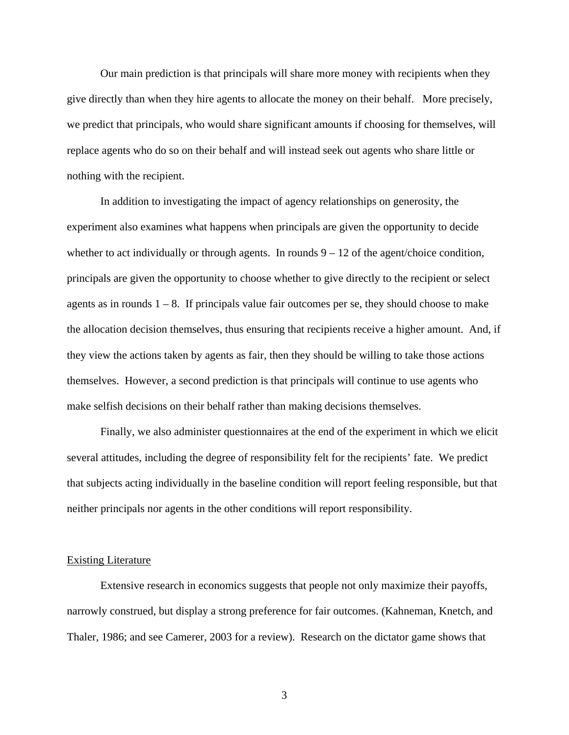Our main prediction is that principals will share more money with recipients when they give directly than when they hire agents to allocate the money on their behalf. More precisely, we predict that principals, who would share significant amounts if choosing for themselves, will replace agents who do so on their behalf and will instead seek out agents who share little or nothing with the recipient.

In addition to investigating the impact of agency relationships on generosity, the experiment also examines what happens when principals are given the opportunity to decide whether to act individually or through agents. In rounds 9 – 12 of the agent/choice condition, principals are given the opportunity to choose whether to give directly to the recipient or select agents as in rounds 1 – 8. If principals value fair outcomes per se, they should choose to make the allocation decision themselves, thus ensuring that recipients receive a higher amount. And, if they view the actions taken by agents as fair, then they should be willing to take those actions themselves. However, a second prediction is that principals will continue to use agents who make selfish decisions on their behalf rather than making decisions themselves.

Finally, we also administer questionnaires at the end of the experiment in which we elicit several attitudes, including the degree of responsibility felt for the recipients' fate. We predict that subjects acting individually in the baseline condition will report feeling responsible, but that neither principals nor agents in the other conditions will report responsibility.

## Existing Literature

Extensive research in economics suggests that people not only maximize their payoffs, narrowly construed, but display a strong preference for fair outcomes. (Kahneman, Knetch, and Thaler, 1986; and see Camerer, 2003 for a review). Research on the dictator game shows that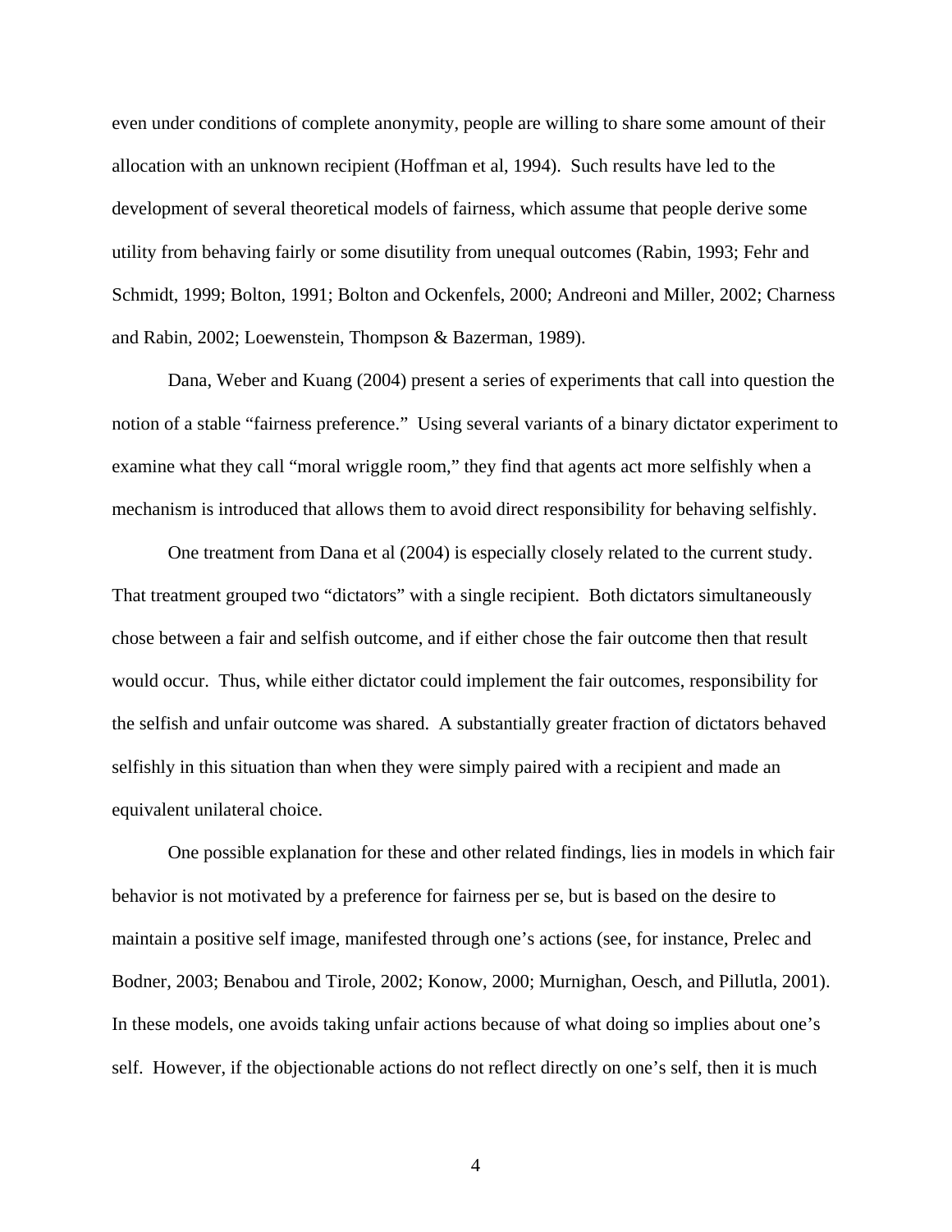even under conditions of complete anonymity, people are willing to share some amount of their allocation with an unknown recipient (Hoffman et al, 1994). Such results have led to the development of several theoretical models of fairness, which assume that people derive some utility from behaving fairly or some disutility from unequal outcomes (Rabin, 1993; Fehr and Schmidt, 1999; Bolton, 1991; Bolton and Ockenfels, 2000; Andreoni and Miller, 2002; Charness and Rabin, 2002; Loewenstein, Thompson & Bazerman, 1989).

Dana, Weber and Kuang (2004) present a series of experiments that call into question the notion of a stable "fairness preference." Using several variants of a binary dictator experiment to examine what they call "moral wriggle room," they find that agents act more selfishly when a mechanism is introduced that allows them to avoid direct responsibility for behaving selfishly.

One treatment from Dana et al (2004) is especially closely related to the current study. That treatment grouped two "dictators" with a single recipient. Both dictators simultaneously chose between a fair and selfish outcome, and if either chose the fair outcome then that result would occur. Thus, while either dictator could implement the fair outcomes, responsibility for the selfish and unfair outcome was shared. A substantially greater fraction of dictators behaved selfishly in this situation than when they were simply paired with a recipient and made an equivalent unilateral choice.

One possible explanation for these and other related findings, lies in models in which fair behavior is not motivated by a preference for fairness per se, but is based on the desire to maintain a positive self image, manifested through one's actions (see, for instance, Prelec and Bodner, 2003; Benabou and Tirole, 2002; Konow, 2000; Murnighan, Oesch, and Pillutla, 2001). In these models, one avoids taking unfair actions because of what doing so implies about one's self. However, if the objectionable actions do not reflect directly on one's self, then it is much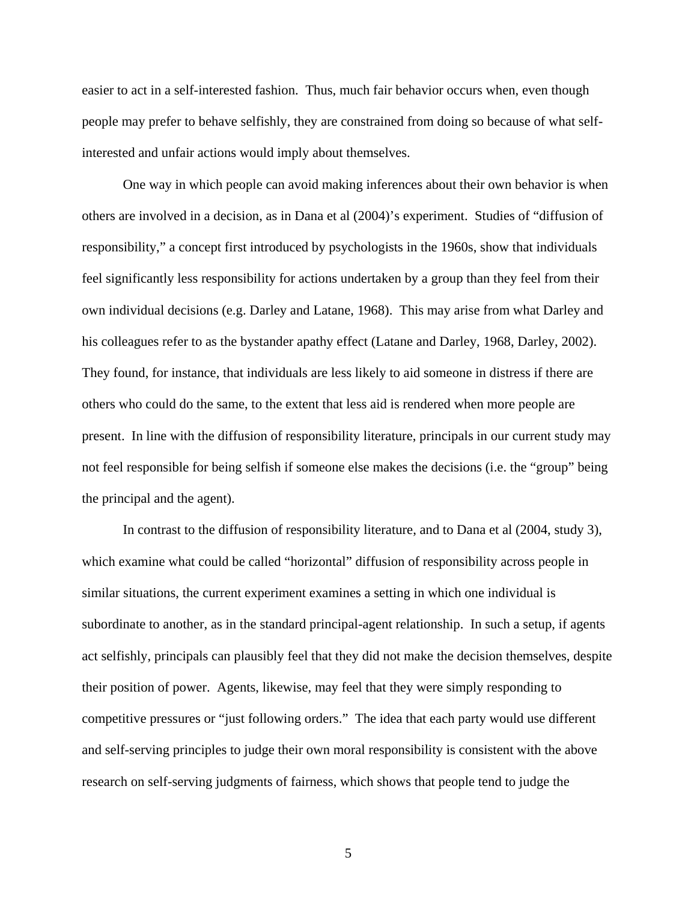easier to act in a self-interested fashion. Thus, much fair behavior occurs when, even though people may prefer to behave selfishly, they are constrained from doing so because of what self-interested and unfair actions would imply about themselves.

One way in which people can avoid making inferences about their own behavior is when others are involved in a decision, as in Dana et al (2004)'s experiment. Studies of "diffusion of responsibility," a concept first introduced by psychologists in the 1960s, show that individuals feel significantly less responsibility for actions undertaken by a group than they feel from their own individual decisions (e.g. Darley and Latane, 1968). This may arise from what Darley and his colleagues refer to as the bystander apathy effect (Latane and Darley, 1968, Darley, 2002). They found, for instance, that individuals are less likely to aid someone in distress if there are others who could do the same, to the extent that less aid is rendered when more people are present. In line with the diffusion of responsibility literature, principals in our current study may not feel responsible for being selfish if someone else makes the decisions (i.e. the "group" being the principal and the agent).

In contrast to the diffusion of responsibility literature, and to Dana et al (2004, study 3), which examine what could be called "horizontal" diffusion of responsibility across people in similar situations, the current experiment examines a setting in which one individual is subordinate to another, as in the standard principal-agent relationship. In such a setup, if agents act selfishly, principals can plausibly feel that they did not make the decision themselves, despite their position of power. Agents, likewise, may feel that they were simply responding to competitive pressures or "just following orders." The idea that each party would use different and self-serving principles to judge their own moral responsibility is consistent with the above research on self-serving judgments of fairness, which shows that people tend to judge the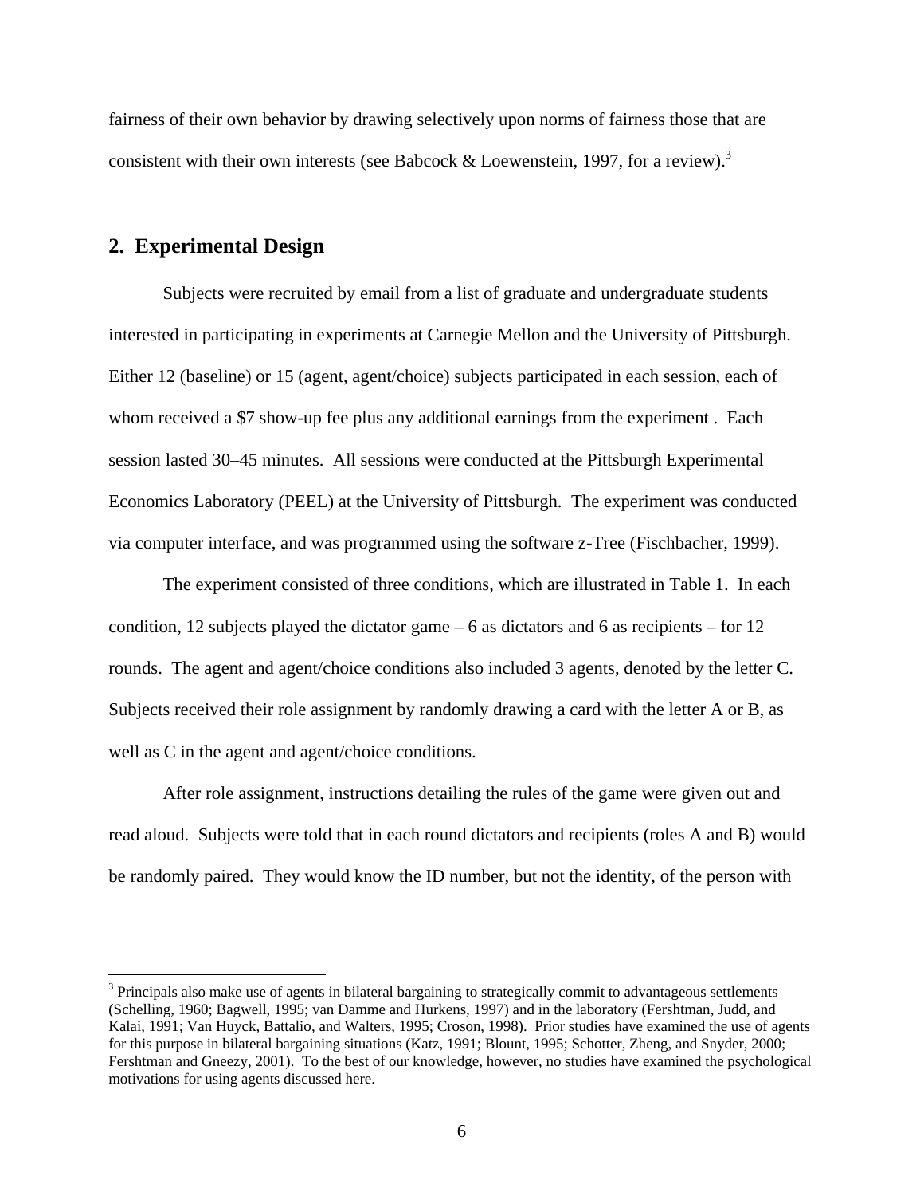fairness of their own behavior by drawing selectively upon norms of fairness those that are consistent with their own interests (see Babcock & Loewenstein, 1997, for a review).[3]

## 2. Experimental Design

Subjects were recruited by email from a list of graduate and undergraduate students interested in participating in experiments at Carnegie Mellon and the University of Pittsburgh. Either 12 (baseline) or 15 (agent, agent/choice) subjects participated in each session, each of whom received a $7 show-up fee plus any additional earnings from the experiment . Each session lasted 30–45 minutes. All sessions were conducted at the Pittsburgh Experimental Economics Laboratory (PEEL) at the University of Pittsburgh. The experiment was conducted via computer interface, and was programmed using the software z-Tree (Fischbacher, 1999).

The experiment consisted of three conditions, which are illustrated in Table 1. In each condition, 12 subjects played the dictator game – 6 as dictators and 6 as recipients – for 12 rounds. The agent and agent/choice conditions also included 3 agents, denoted by the letter C. Subjects received their role assignment by randomly drawing a card with the letter A or B, as well as C in the agent and agent/choice conditions.

After role assignment, instructions detailing the rules of the game were given out and read aloud. Subjects were told that in each round dictators and recipients (roles A and B) would be randomly paired. They would know the ID number, but not the identity, of the person with

[3] Principals also make use of agents in bilateral bargaining to strategically commit to advantageous settlements (Schelling, 1960; Bagwell, 1995; van Damme and Hurkens, 1997) and in the laboratory (Fershtman, Judd, and Kalai, 1991; Van Huyck, Battalio, and Walters, 1995; Croson, 1998). Prior studies have examined the use of agents for this purpose in bilateral bargaining situations (Katz, 1991; Blount, 1995; Schotter, Zheng, and Snyder, 2000; Fershtman and Gneezy, 2001). To the best of our knowledge, however, no studies have examined the psychological motivations for using agents discussed here.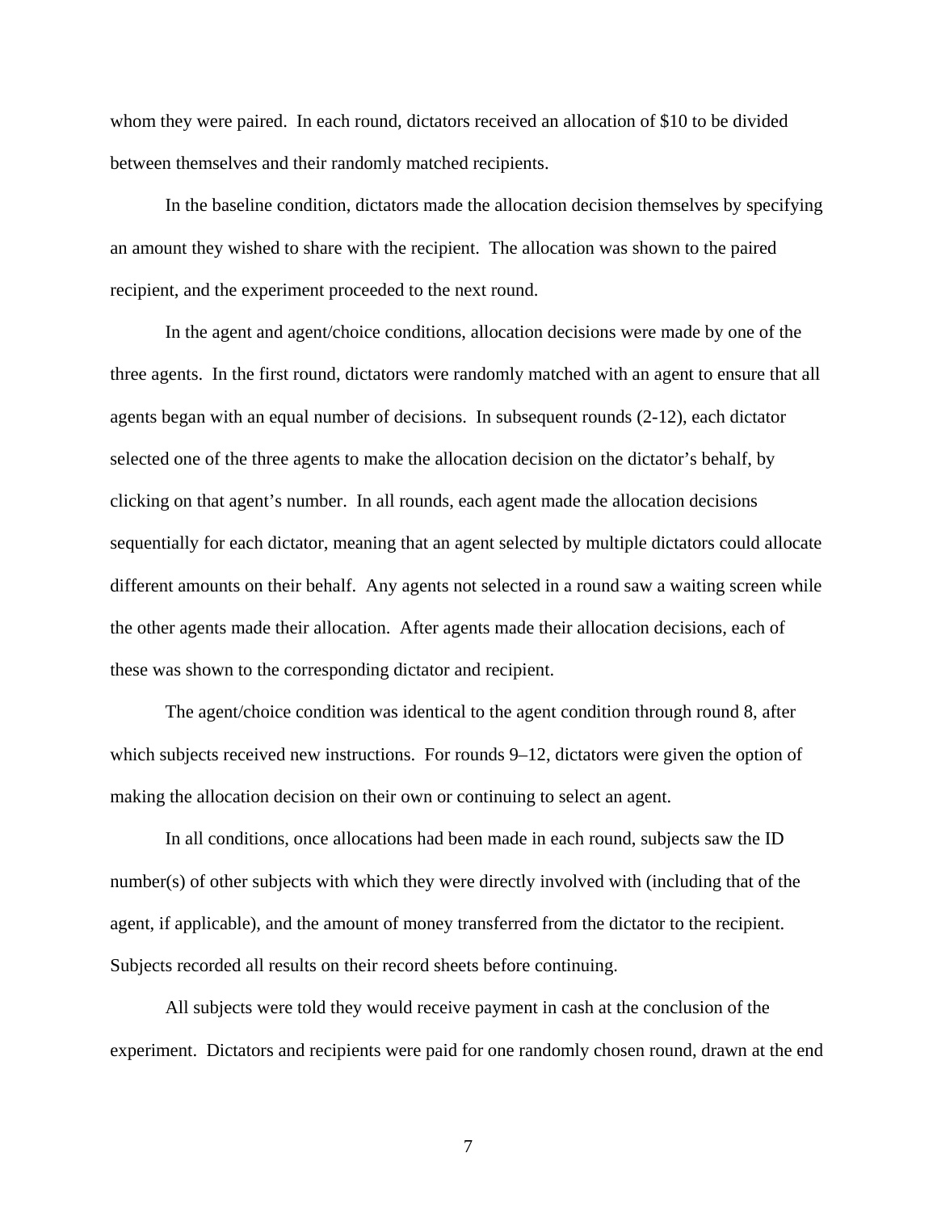whom they were paired. In each round, dictators received an allocation of $10 to be divided between themselves and their randomly matched recipients.

In the baseline condition, dictators made the allocation decision themselves by specifying an amount they wished to share with the recipient. The allocation was shown to the paired recipient, and the experiment proceeded to the next round.

In the agent and agent/choice conditions, allocation decisions were made by one of the three agents. In the first round, dictators were randomly matched with an agent to ensure that all agents began with an equal number of decisions. In subsequent rounds (2-12), each dictator selected one of the three agents to make the allocation decision on the dictator's behalf, by clicking on that agent's number. In all rounds, each agent made the allocation decisions sequentially for each dictator, meaning that an agent selected by multiple dictators could allocate different amounts on their behalf. Any agents not selected in a round saw a waiting screen while the other agents made their allocation. After agents made their allocation decisions, each of these was shown to the corresponding dictator and recipient.

The agent/choice condition was identical to the agent condition through round 8, after which subjects received new instructions. For rounds 9–12, dictators were given the option of making the allocation decision on their own or continuing to select an agent.

In all conditions, once allocations had been made in each round, subjects saw the ID number(s) of other subjects with which they were directly involved with (including that of the agent, if applicable), and the amount of money transferred from the dictator to the recipient. Subjects recorded all results on their record sheets before continuing.

All subjects were told they would receive payment in cash at the conclusion of the experiment. Dictators and recipients were paid for one randomly chosen round, drawn at the end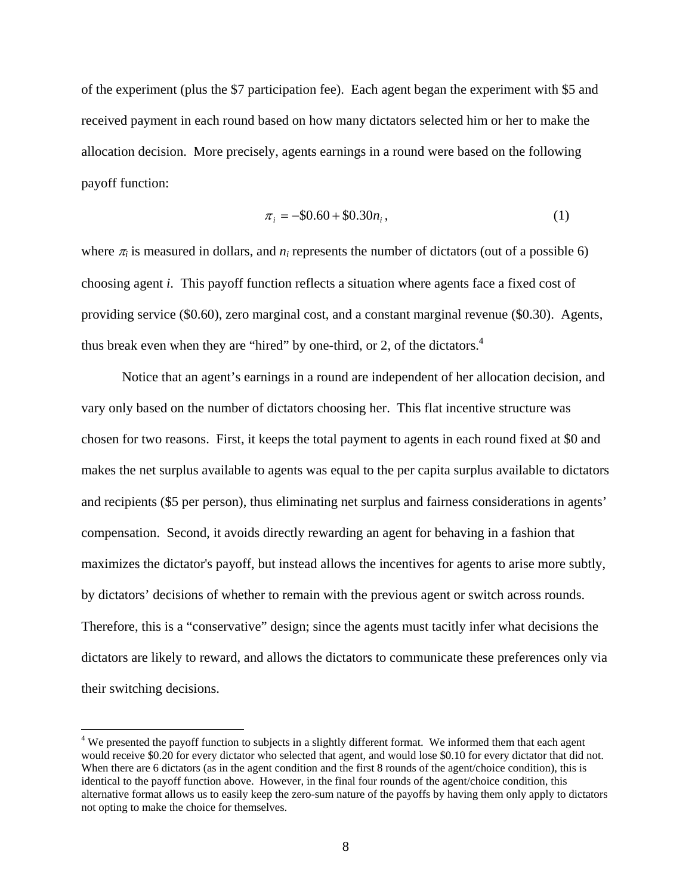of the experiment (plus the \$7 participation fee). Each agent began the experiment with \$5 and received payment in each round based on how many dictators selected him or her to make the allocation decision. More precisely, agents earnings in a round were based on the following payoff function:

$$\pi_i = -\$0.60 + \$0.30 n_i, \tag{1}$$

where $\pi_i$ is measured in dollars, and $n_i$ represents the number of dictators (out of a possible 6) choosing agent *i*. This payoff function reflects a situation where agents face a fixed cost of providing service (\$0.60), zero marginal cost, and a constant marginal revenue (\$0.30). Agents, thus break even when they are "hired" by one-third, or 2, of the dictators.[4]

Notice that an agent's earnings in a round are independent of her allocation decision, and vary only based on the number of dictators choosing her. This flat incentive structure was chosen for two reasons. First, it keeps the total payment to agents in each round fixed at \$0 and makes the net surplus available to agents was equal to the per capita surplus available to dictators and recipients (\$5 per person), thus eliminating net surplus and fairness considerations in agents' compensation. Second, it avoids directly rewarding an agent for behaving in a fashion that maximizes the dictator's payoff, but instead allows the incentives for agents to arise more subtly, by dictators' decisions of whether to remain with the previous agent or switch across rounds. Therefore, this is a "conservative" design; since the agents must tacitly infer what decisions the dictators are likely to reward, and allows the dictators to communicate these preferences only via their switching decisions.

[4] We presented the payoff function to subjects in a slightly different format. We informed them that each agent would receive \$0.20 for every dictator who selected that agent, and would lose \$0.10 for every dictator that did not. When there are 6 dictators (as in the agent condition and the first 8 rounds of the agent/choice condition), this is identical to the payoff function above. However, in the final four rounds of the agent/choice condition, this alternative format allows us to easily keep the zero-sum nature of the payoffs by having them only apply to dictators not opting to make the choice for themselves.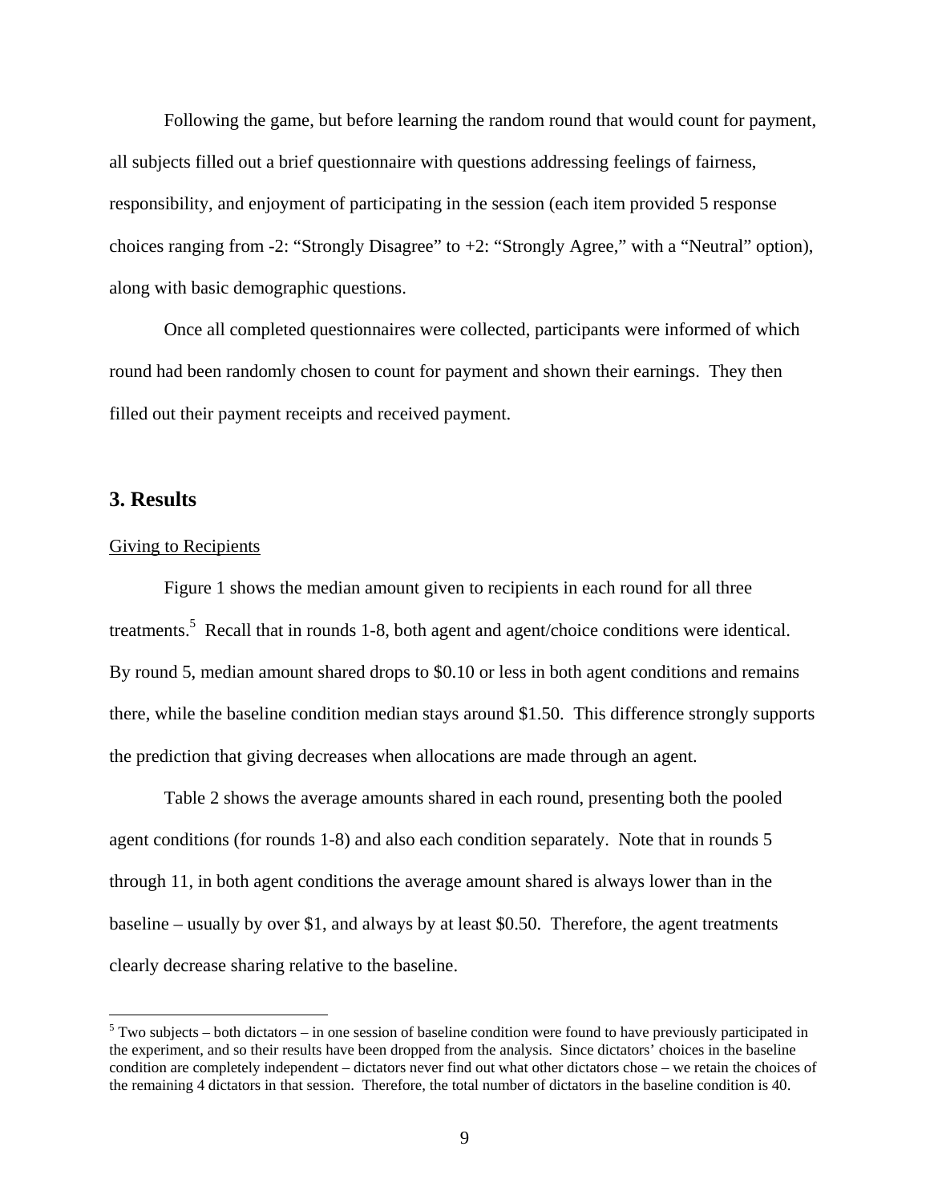Following the game, but before learning the random round that would count for payment, all subjects filled out a brief questionnaire with questions addressing feelings of fairness, responsibility, and enjoyment of participating in the session (each item provided 5 response choices ranging from -2: "Strongly Disagree" to +2: "Strongly Agree," with a "Neutral" option), along with basic demographic questions.

Once all completed questionnaires were collected, participants were informed of which round had been randomly chosen to count for payment and shown their earnings. They then filled out their payment receipts and received payment.

## 3. Results

Giving to Recipients

Figure 1 shows the median amount given to recipients in each round for all three treatments.[5] Recall that in rounds 1-8, both agent and agent/choice conditions were identical. By round 5, median amount shared drops to $0.10 or less in both agent conditions and remains there, while the baseline condition median stays around $1.50. This difference strongly supports the prediction that giving decreases when allocations are made through an agent.

Table 2 shows the average amounts shared in each round, presenting both the pooled agent conditions (for rounds 1-8) and also each condition separately. Note that in rounds 5 through 11, in both agent conditions the average amount shared is always lower than in the baseline – usually by over $1, and always by at least $0.50. Therefore, the agent treatments clearly decrease sharing relative to the baseline.

---

[5] Two subjects – both dictators – in one session of baseline condition were found to have previously participated in the experiment, and so their results have been dropped from the analysis. Since dictators' choices in the baseline condition are completely independent – dictators never find out what other dictators chose – we retain the choices of the remaining 4 dictators in that session. Therefore, the total number of dictators in the baseline condition is 40.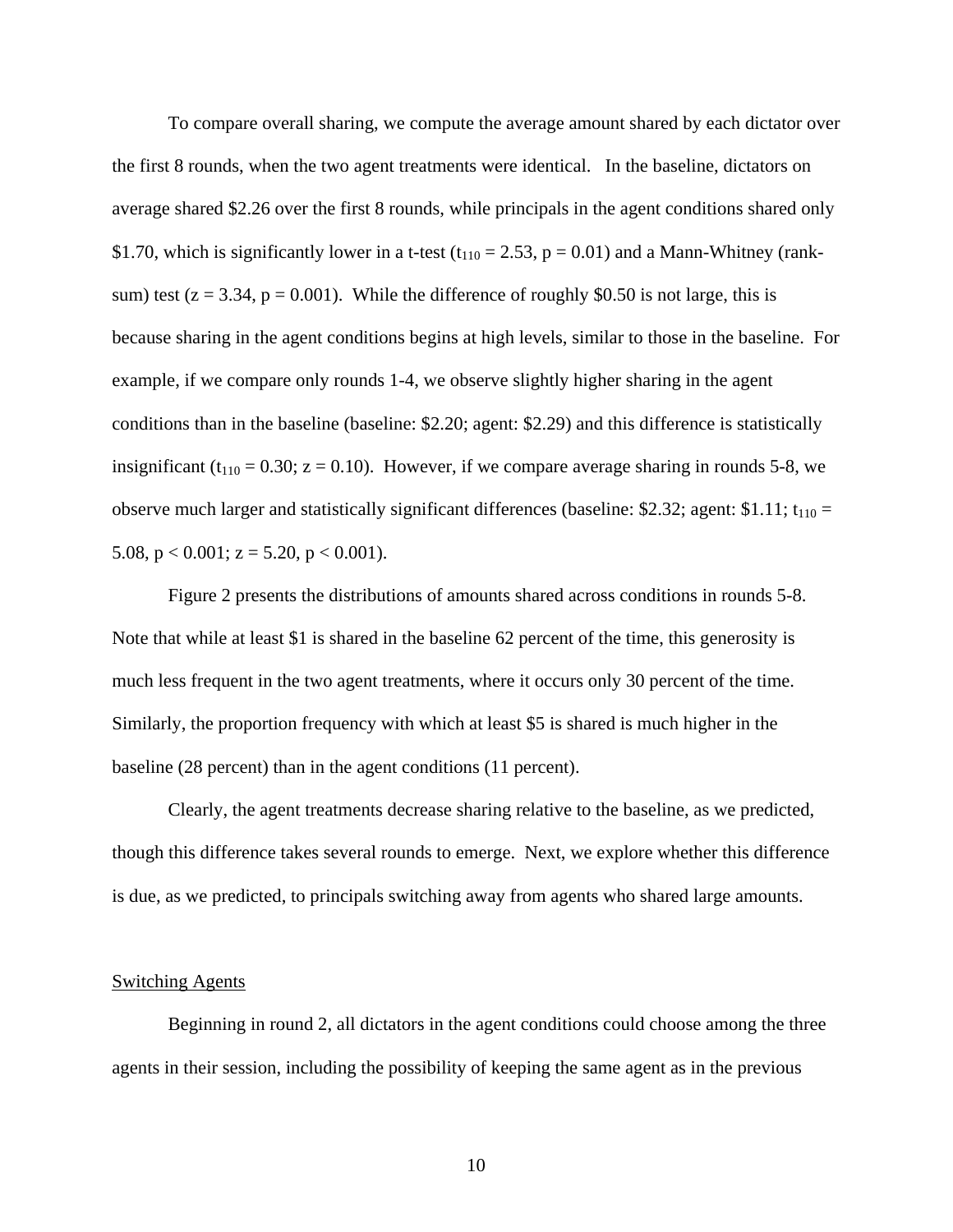To compare overall sharing, we compute the average amount shared by each dictator over the first 8 rounds, when the two agent treatments were identical. In the baseline, dictators on average shared $2.26 over the first 8 rounds, while principals in the agent conditions shared only $1.70, which is significantly lower in a t-test ($t_{110} = 2.53$, $p = 0.01$) and a Mann-Whitney (rank-sum) test ($z = 3.34$, $p = 0.001$). While the difference of roughly $0.50 is not large, this is because sharing in the agent conditions begins at high levels, similar to those in the baseline. For example, if we compare only rounds 1-4, we observe slightly higher sharing in the agent conditions than in the baseline (baseline: $2.20; agent: $2.29) and this difference is statistically insignificant ($t_{110} = 0.30$; $z = 0.10$). However, if we compare average sharing in rounds 5-8, we observe much larger and statistically significant differences (baseline: $2.32; agent: $1.11; $t_{110} = 5.08$, $p < 0.001$; $z = 5.20$, $p < 0.001$).

Figure 2 presents the distributions of amounts shared across conditions in rounds 5-8. Note that while at least $1 is shared in the baseline 62 percent of the time, this generosity is much less frequent in the two agent treatments, where it occurs only 30 percent of the time. Similarly, the proportion frequency with which at least $5 is shared is much higher in the baseline (28 percent) than in the agent conditions (11 percent).

Clearly, the agent treatments decrease sharing relative to the baseline, as we predicted, though this difference takes several rounds to emerge. Next, we explore whether this difference is due, as we predicted, to principals switching away from agents who shared large amounts.

<u>Switching Agents</u>

Beginning in round 2, all dictators in the agent conditions could choose among the three agents in their session, including the possibility of keeping the same agent as in the previous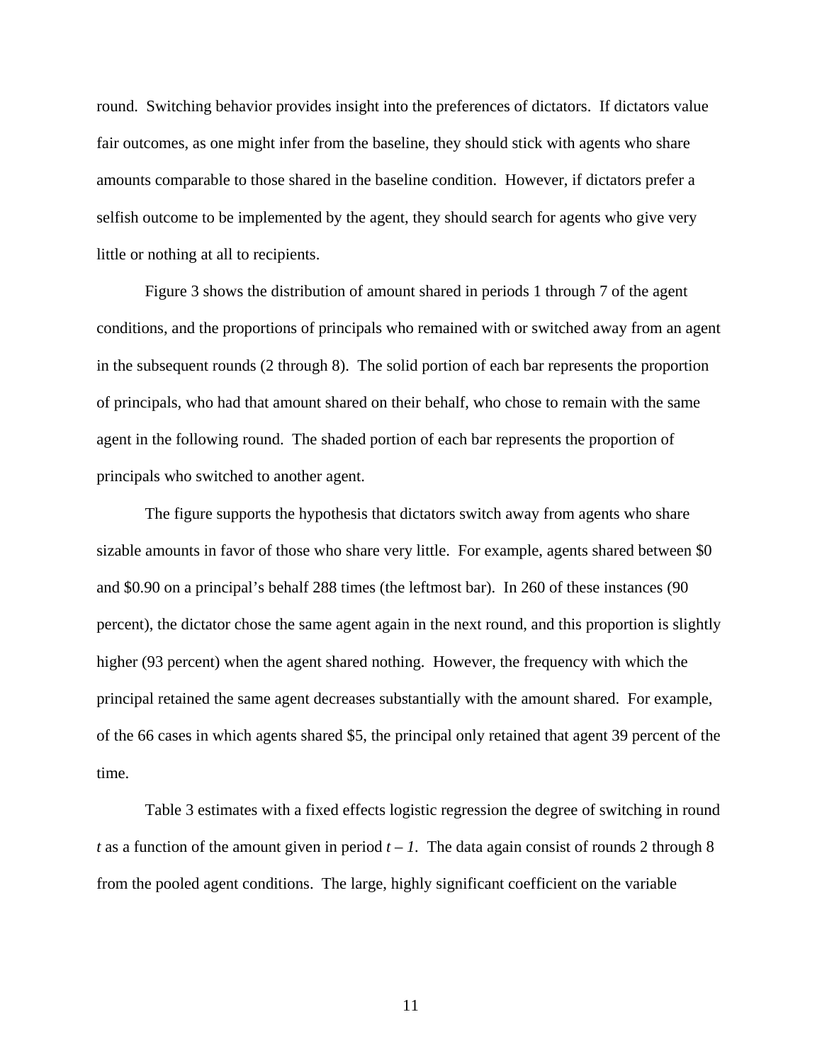round. Switching behavior provides insight into the preferences of dictators. If dictators value fair outcomes, as one might infer from the baseline, they should stick with agents who share amounts comparable to those shared in the baseline condition. However, if dictators prefer a selfish outcome to be implemented by the agent, they should search for agents who give very little or nothing at all to recipients.

Figure 3 shows the distribution of amount shared in periods 1 through 7 of the agent conditions, and the proportions of principals who remained with or switched away from an agent in the subsequent rounds (2 through 8). The solid portion of each bar represents the proportion of principals, who had that amount shared on their behalf, who chose to remain with the same agent in the following round. The shaded portion of each bar represents the proportion of principals who switched to another agent.

The figure supports the hypothesis that dictators switch away from agents who share sizable amounts in favor of those who share very little. For example, agents shared between $0 and $0.90 on a principal's behalf 288 times (the leftmost bar). In 260 of these instances (90 percent), the dictator chose the same agent again in the next round, and this proportion is slightly higher (93 percent) when the agent shared nothing. However, the frequency with which the principal retained the same agent decreases substantially with the amount shared. For example, of the 66 cases in which agents shared $5, the principal only retained that agent 39 percent of the time.

Table 3 estimates with a fixed effects logistic regression the degree of switching in round $t$ as a function of the amount given in period $t - 1$. The data again consist of rounds 2 through 8 from the pooled agent conditions. The large, highly significant coefficient on the variable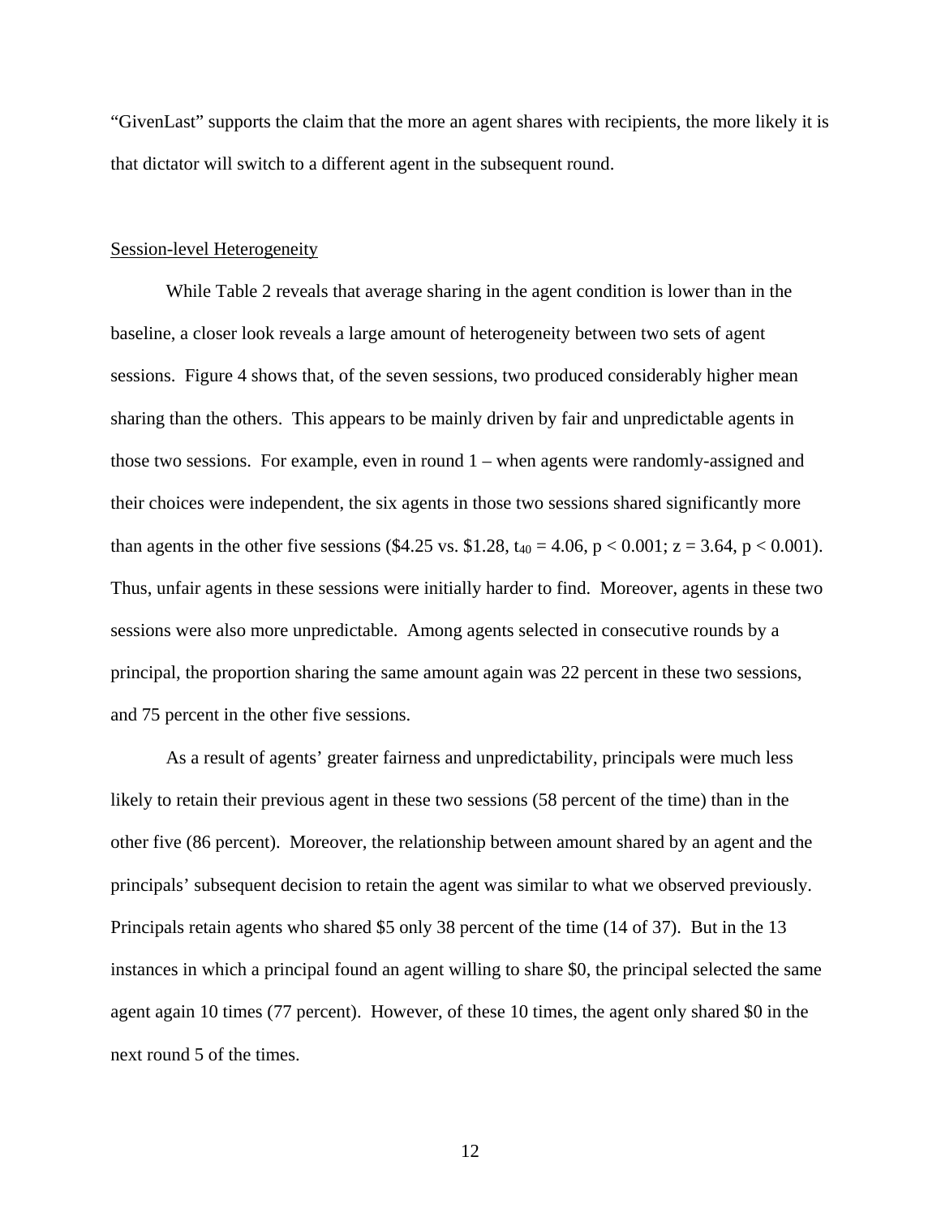"GivenLast" supports the claim that the more an agent shares with recipients, the more likely it is that dictator will switch to a different agent in the subsequent round.

## Session-level Heterogeneity

While Table 2 reveals that average sharing in the agent condition is lower than in the baseline, a closer look reveals a large amount of heterogeneity between two sets of agent sessions. Figure 4 shows that, of the seven sessions, two produced considerably higher mean sharing than the others. This appears to be mainly driven by fair and unpredictable agents in those two sessions. For example, even in round 1 – when agents were randomly-assigned and their choices were independent, the six agents in those two sessions shared significantly more than agents in the other five sessions (\$4.25 vs. \$1.28, $t_{40} = 4.06$, $p < 0.001$; $z = 3.64$, $p < 0.001$). Thus, unfair agents in these sessions were initially harder to find. Moreover, agents in these two sessions were also more unpredictable. Among agents selected in consecutive rounds by a principal, the proportion sharing the same amount again was 22 percent in these two sessions, and 75 percent in the other five sessions.

As a result of agents' greater fairness and unpredictability, principals were much less likely to retain their previous agent in these two sessions (58 percent of the time) than in the other five (86 percent). Moreover, the relationship between amount shared by an agent and the principals' subsequent decision to retain the agent was similar to what we observed previously. Principals retain agents who shared \$5 only 38 percent of the time (14 of 37). But in the 13 instances in which a principal found an agent willing to share \$0, the principal selected the same agent again 10 times (77 percent). However, of these 10 times, the agent only shared \$0 in the next round 5 of the times.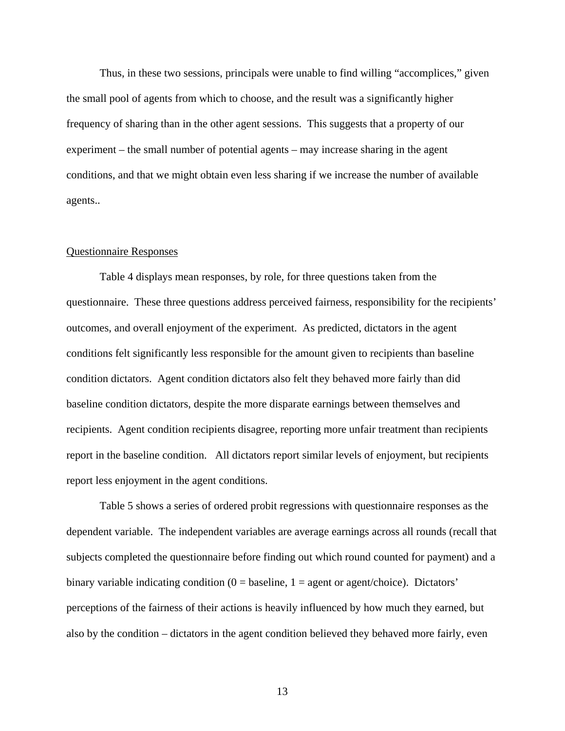Thus, in these two sessions, principals were unable to find willing "accomplices," given the small pool of agents from which to choose, and the result was a significantly higher frequency of sharing than in the other agent sessions. This suggests that a property of our experiment – the small number of potential agents – may increase sharing in the agent conditions, and that we might obtain even less sharing if we increase the number of available agents..

## Questionnaire Responses

Table 4 displays mean responses, by role, for three questions taken from the questionnaire. These three questions address perceived fairness, responsibility for the recipients' outcomes, and overall enjoyment of the experiment. As predicted, dictators in the agent conditions felt significantly less responsible for the amount given to recipients than baseline condition dictators. Agent condition dictators also felt they behaved more fairly than did baseline condition dictators, despite the more disparate earnings between themselves and recipients. Agent condition recipients disagree, reporting more unfair treatment than recipients report in the baseline condition. All dictators report similar levels of enjoyment, but recipients report less enjoyment in the agent conditions.

Table 5 shows a series of ordered probit regressions with questionnaire responses as the dependent variable. The independent variables are average earnings across all rounds (recall that subjects completed the questionnaire before finding out which round counted for payment) and a binary variable indicating condition (0 = baseline, 1 = agent or agent/choice). Dictators' perceptions of the fairness of their actions is heavily influenced by how much they earned, but also by the condition – dictators in the agent condition believed they behaved more fairly, even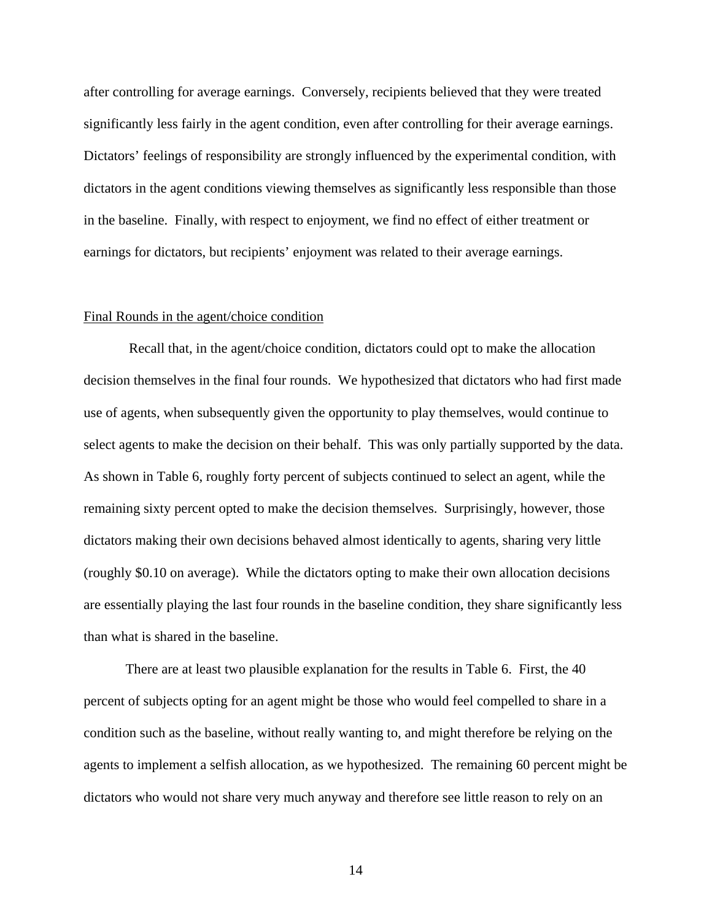after controlling for average earnings. Conversely, recipients believed that they were treated significantly less fairly in the agent condition, even after controlling for their average earnings. Dictators' feelings of responsibility are strongly influenced by the experimental condition, with dictators in the agent conditions viewing themselves as significantly less responsible than those in the baseline. Finally, with respect to enjoyment, we find no effect of either treatment or earnings for dictators, but recipients' enjoyment was related to their average earnings.

### Final Rounds in the agent/choice condition

Recall that, in the agent/choice condition, dictators could opt to make the allocation decision themselves in the final four rounds. We hypothesized that dictators who had first made use of agents, when subsequently given the opportunity to play themselves, would continue to select agents to make the decision on their behalf. This was only partially supported by the data. As shown in Table 6, roughly forty percent of subjects continued to select an agent, while the remaining sixty percent opted to make the decision themselves. Surprisingly, however, those dictators making their own decisions behaved almost identically to agents, sharing very little (roughly $0.10 on average). While the dictators opting to make their own allocation decisions are essentially playing the last four rounds in the baseline condition, they share significantly less than what is shared in the baseline.

There are at least two plausible explanation for the results in Table 6. First, the 40 percent of subjects opting for an agent might be those who would feel compelled to share in a condition such as the baseline, without really wanting to, and might therefore be relying on the agents to implement a selfish allocation, as we hypothesized. The remaining 60 percent might be dictators who would not share very much anyway and therefore see little reason to rely on an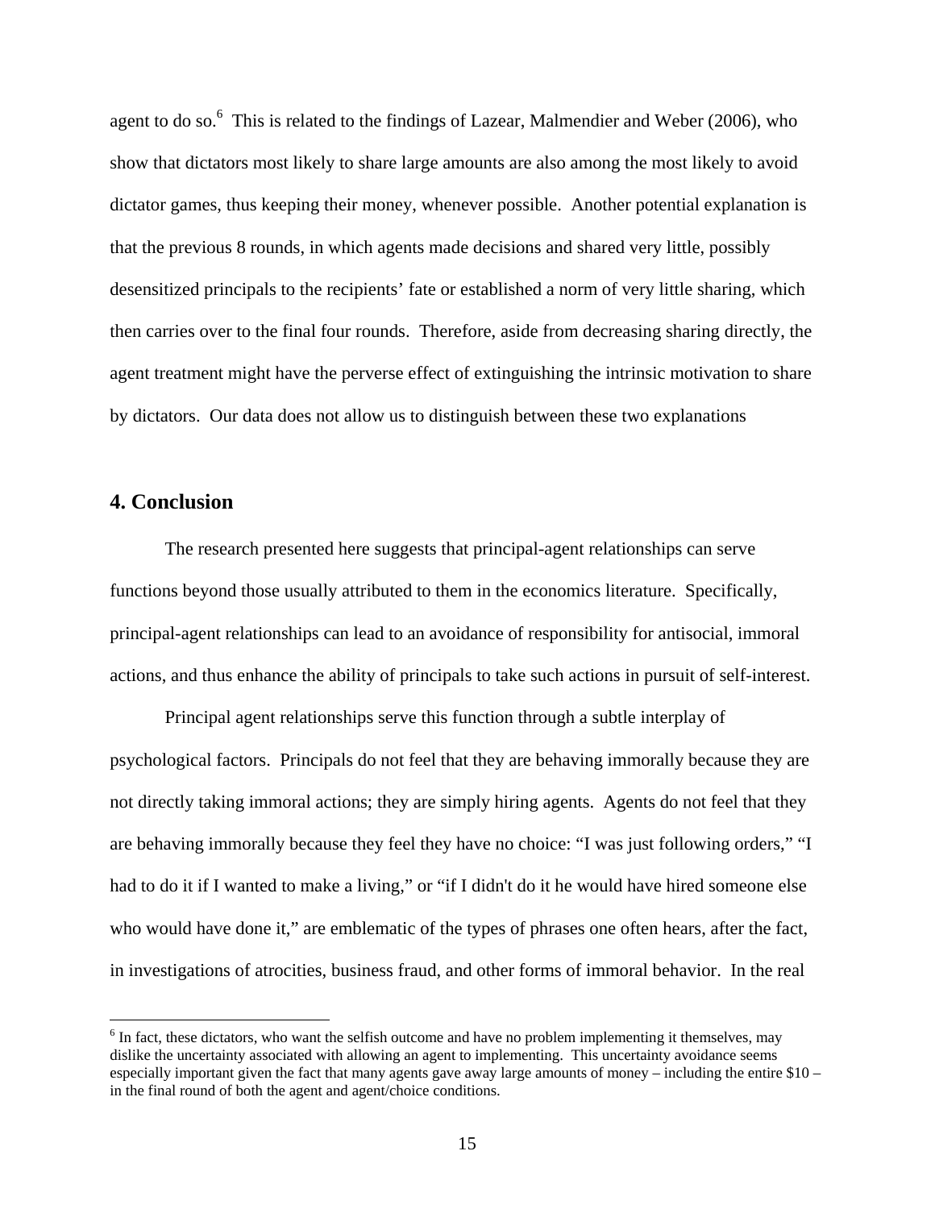agent to do so.[6] This is related to the findings of Lazear, Malmendier and Weber (2006), who show that dictators most likely to share large amounts are also among the most likely to avoid dictator games, thus keeping their money, whenever possible. Another potential explanation is that the previous 8 rounds, in which agents made decisions and shared very little, possibly desensitized principals to the recipients' fate or established a norm of very little sharing, which then carries over to the final four rounds. Therefore, aside from decreasing sharing directly, the agent treatment might have the perverse effect of extinguishing the intrinsic motivation to share by dictators. Our data does not allow us to distinguish between these two explanations

## 4. Conclusion

The research presented here suggests that principal-agent relationships can serve functions beyond those usually attributed to them in the economics literature. Specifically, principal-agent relationships can lead to an avoidance of responsibility for antisocial, immoral actions, and thus enhance the ability of principals to take such actions in pursuit of self-interest.

Principal agent relationships serve this function through a subtle interplay of psychological factors. Principals do not feel that they are behaving immorally because they are not directly taking immoral actions; they are simply hiring agents. Agents do not feel that they are behaving immorally because they feel they have no choice: "I was just following orders," "I had to do it if I wanted to make a living," or "if I didn't do it he would have hired someone else who would have done it," are emblematic of the types of phrases one often hears, after the fact, in investigations of atrocities, business fraud, and other forms of immoral behavior. In the real

[6] In fact, these dictators, who want the selfish outcome and have no problem implementing it themselves, may dislike the uncertainty associated with allowing an agent to implementing. This uncertainty avoidance seems especially important given the fact that many agents gave away large amounts of money – including the entire $10 – in the final round of both the agent and agent/choice conditions.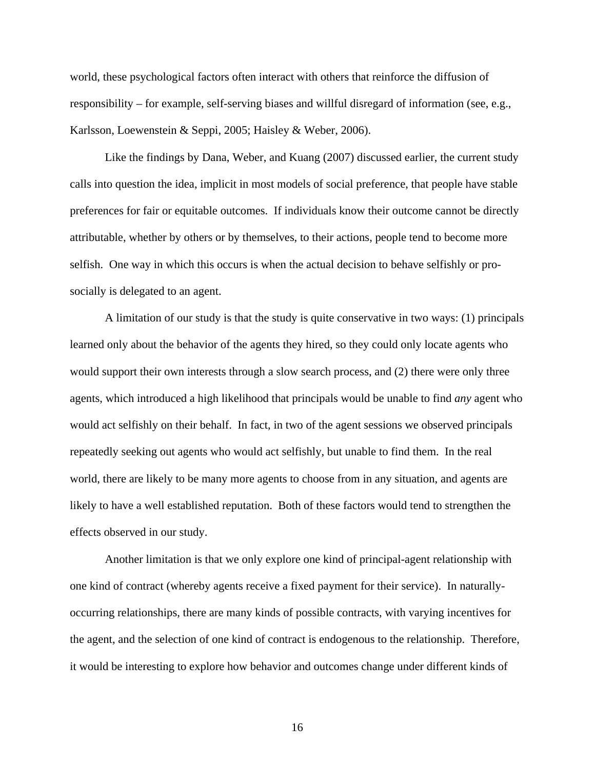world, these psychological factors often interact with others that reinforce the diffusion of responsibility – for example, self-serving biases and willful disregard of information (see, e.g., Karlsson, Loewenstein & Seppi, 2005; Haisley & Weber, 2006).

Like the findings by Dana, Weber, and Kuang (2007) discussed earlier, the current study calls into question the idea, implicit in most models of social preference, that people have stable preferences for fair or equitable outcomes. If individuals know their outcome cannot be directly attributable, whether by others or by themselves, to their actions, people tend to become more selfish. One way in which this occurs is when the actual decision to behave selfishly or pro-socially is delegated to an agent.

A limitation of our study is that the study is quite conservative in two ways: (1) principals learned only about the behavior of the agents they hired, so they could only locate agents who would support their own interests through a slow search process, and (2) there were only three agents, which introduced a high likelihood that principals would be unable to find *any* agent who would act selfishly on their behalf. In fact, in two of the agent sessions we observed principals repeatedly seeking out agents who would act selfishly, but unable to find them. In the real world, there are likely to be many more agents to choose from in any situation, and agents are likely to have a well established reputation. Both of these factors would tend to strengthen the effects observed in our study.

Another limitation is that we only explore one kind of principal-agent relationship with one kind of contract (whereby agents receive a fixed payment for their service). In naturally-occurring relationships, there are many kinds of possible contracts, with varying incentives for the agent, and the selection of one kind of contract is endogenous to the relationship. Therefore, it would be interesting to explore how behavior and outcomes change under different kinds of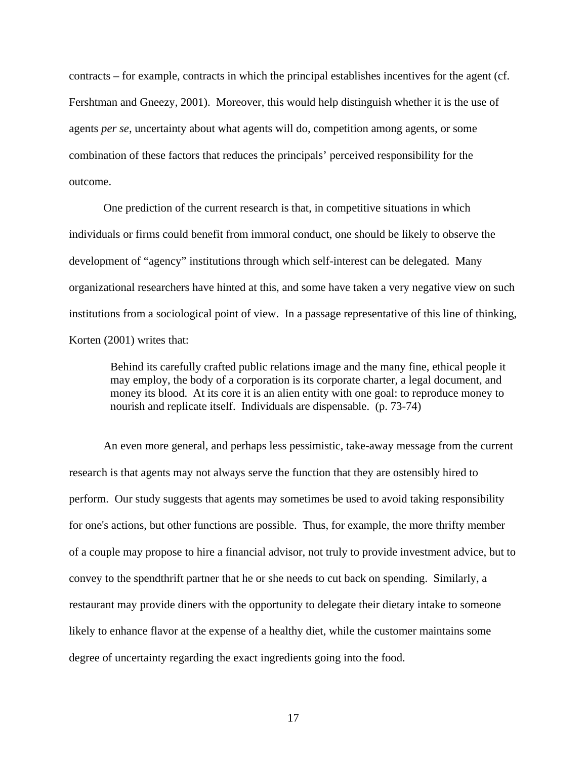contracts – for example, contracts in which the principal establishes incentives for the agent (cf. Fershtman and Gneezy, 2001). Moreover, this would help distinguish whether it is the use of agents *per se*, uncertainty about what agents will do, competition among agents, or some combination of these factors that reduces the principals' perceived responsibility for the outcome.

One prediction of the current research is that, in competitive situations in which individuals or firms could benefit from immoral conduct, one should be likely to observe the development of "agency" institutions through which self-interest can be delegated. Many organizational researchers have hinted at this, and some have taken a very negative view on such institutions from a sociological point of view. In a passage representative of this line of thinking, Korten (2001) writes that:

> Behind its carefully crafted public relations image and the many fine, ethical people it may employ, the body of a corporation is its corporate charter, a legal document, and money its blood. At its core it is an alien entity with one goal: to reproduce money to nourish and replicate itself. Individuals are dispensable. (p. 73-74)

An even more general, and perhaps less pessimistic, take-away message from the current research is that agents may not always serve the function that they are ostensibly hired to perform. Our study suggests that agents may sometimes be used to avoid taking responsibility for one's actions, but other functions are possible. Thus, for example, the more thrifty member of a couple may propose to hire a financial advisor, not truly to provide investment advice, but to convey to the spendthrift partner that he or she needs to cut back on spending. Similarly, a restaurant may provide diners with the opportunity to delegate their dietary intake to someone likely to enhance flavor at the expense of a healthy diet, while the customer maintains some degree of uncertainty regarding the exact ingredients going into the food.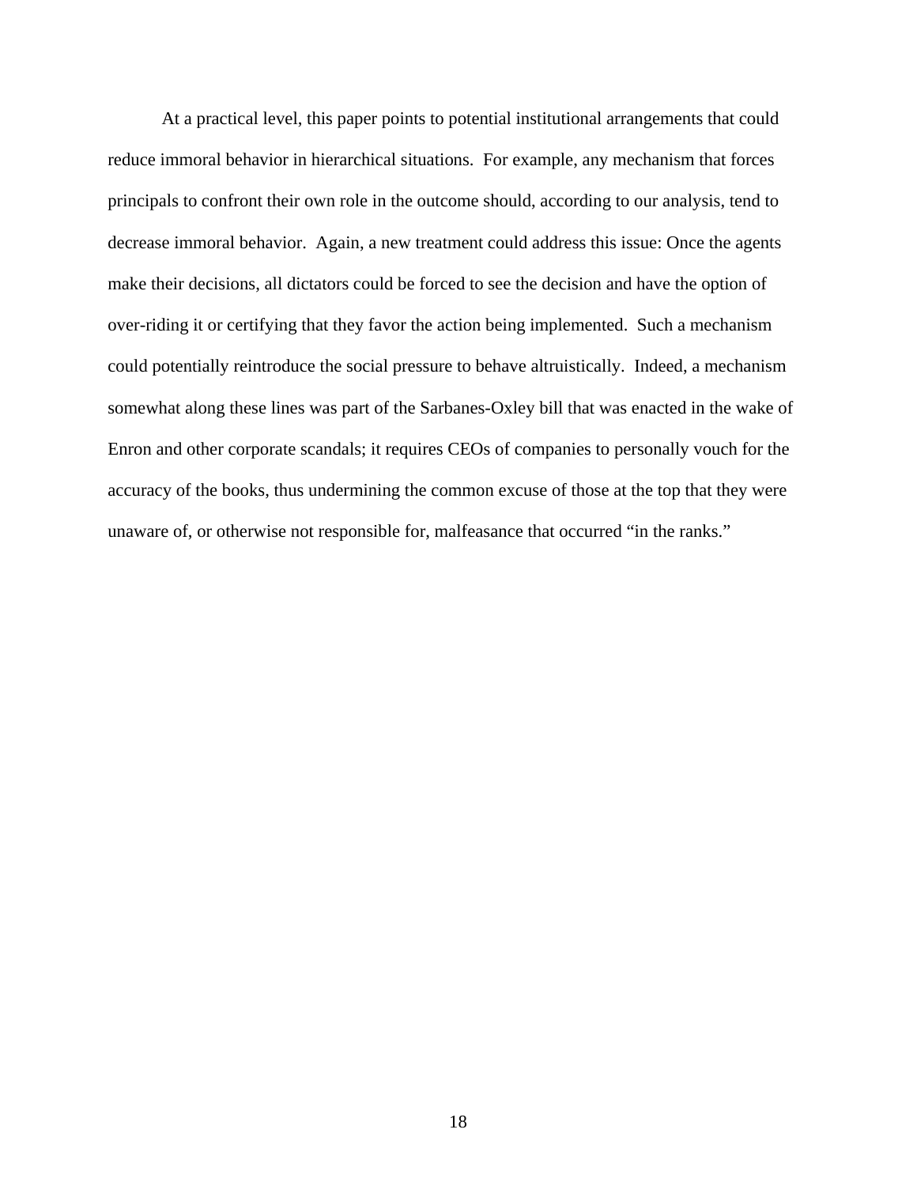At a practical level, this paper points to potential institutional arrangements that could reduce immoral behavior in hierarchical situations. For example, any mechanism that forces principals to confront their own role in the outcome should, according to our analysis, tend to decrease immoral behavior. Again, a new treatment could address this issue: Once the agents make their decisions, all dictators could be forced to see the decision and have the option of over-riding it or certifying that they favor the action being implemented. Such a mechanism could potentially reintroduce the social pressure to behave altruistically. Indeed, a mechanism somewhat along these lines was part of the Sarbanes-Oxley bill that was enacted in the wake of Enron and other corporate scandals; it requires CEOs of companies to personally vouch for the accuracy of the books, thus undermining the common excuse of those at the top that they were unaware of, or otherwise not responsible for, malfeasance that occurred "in the ranks."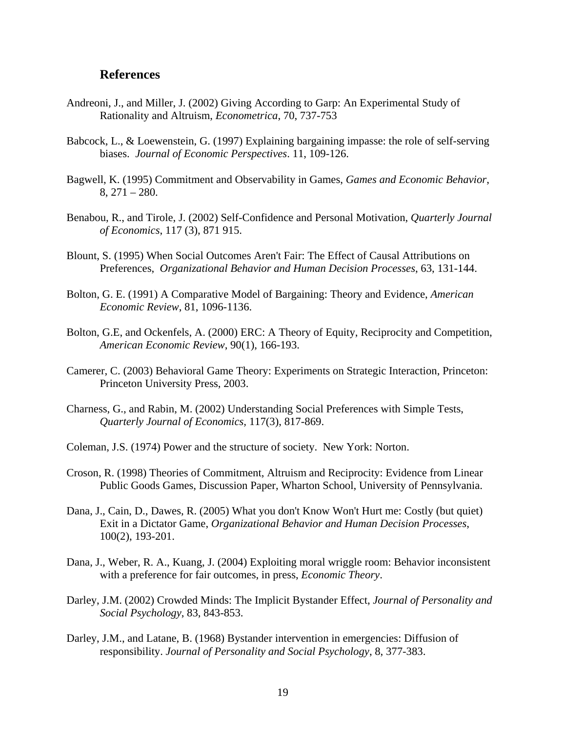## References

Andreoni, J., and Miller, J. (2002) Giving According to Garp: An Experimental Study of Rationality and Altruism, *Econometrica*, 70, 737-753

Babcock, L., & Loewenstein, G. (1997) Explaining bargaining impasse: the role of self-serving biases. *Journal of Economic Perspectives*. 11, 109-126.

Bagwell, K. (1995) Commitment and Observability in Games, *Games and Economic Behavior*, 8, 271 – 280.

Benabou, R., and Tirole, J. (2002) Self-Confidence and Personal Motivation, *Quarterly Journal of Economics*, 117 (3), 871 915.

Blount, S. (1995) When Social Outcomes Aren't Fair: The Effect of Causal Attributions on Preferences, *Organizational Behavior and Human Decision Processes*, 63, 131-144.

Bolton, G. E. (1991) A Comparative Model of Bargaining: Theory and Evidence, *American Economic Review*, 81, 1096-1136.

Bolton, G.E, and Ockenfels, A. (2000) ERC: A Theory of Equity, Reciprocity and Competition, *American Economic Review*, 90(1), 166-193.

Camerer, C. (2003) Behavioral Game Theory: Experiments on Strategic Interaction, Princeton: Princeton University Press, 2003.

Charness, G., and Rabin, M. (2002) Understanding Social Preferences with Simple Tests, *Quarterly Journal of Economics*, 117(3), 817-869.

Coleman, J.S. (1974) Power and the structure of society. New York: Norton.

Croson, R. (1998) Theories of Commitment, Altruism and Reciprocity: Evidence from Linear Public Goods Games, Discussion Paper, Wharton School, University of Pennsylvania.

Dana, J., Cain, D., Dawes, R. (2005) What you don't Know Won't Hurt me: Costly (but quiet) Exit in a Dictator Game, *Organizational Behavior and Human Decision Processes*, 100(2), 193-201.

Dana, J., Weber, R. A., Kuang, J. (2004) Exploiting moral wriggle room: Behavior inconsistent with a preference for fair outcomes, in press, *Economic Theory*.

Darley, J.M. (2002) Crowded Minds: The Implicit Bystander Effect, *Journal of Personality and Social Psychology*, 83, 843-853.

Darley, J.M., and Latane, B. (1968) Bystander intervention in emergencies: Diffusion of responsibility. *Journal of Personality and Social Psychology*, 8, 377-383.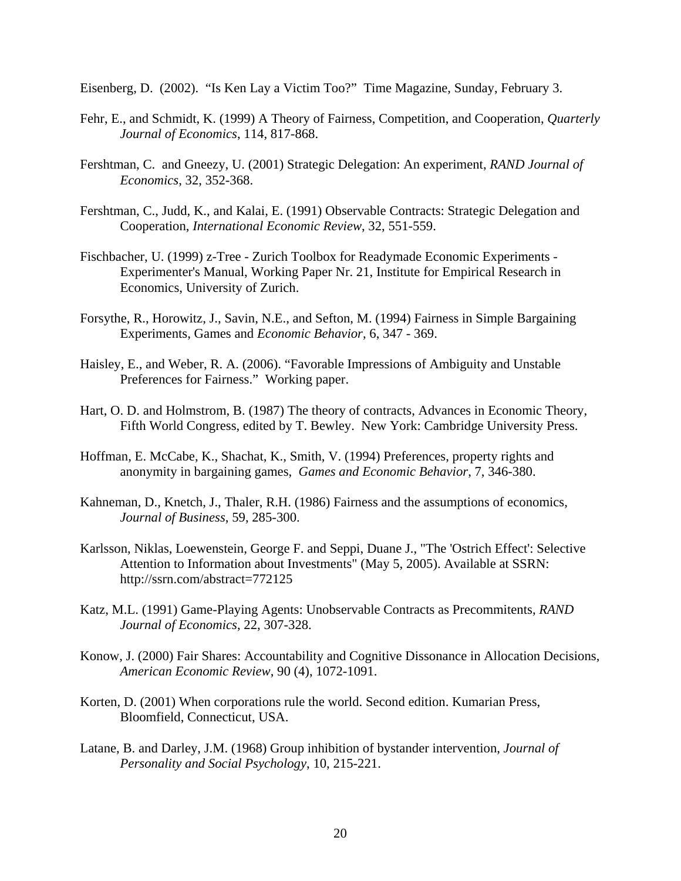Eisenberg, D. (2002). "Is Ken Lay a Victim Too?" Time Magazine, Sunday, February 3.

Fehr, E., and Schmidt, K. (1999) A Theory of Fairness, Competition, and Cooperation, *Quarterly Journal of Economics*, 114, 817-868.

Fershtman, C. and Gneezy, U. (2001) Strategic Delegation: An experiment, *RAND Journal of Economics*, 32, 352-368.

Fershtman, C., Judd, K., and Kalai, E. (1991) Observable Contracts: Strategic Delegation and Cooperation, *International Economic Review*, 32, 551-559.

Fischbacher, U. (1999) z-Tree - Zurich Toolbox for Readymade Economic Experiments - Experimenter's Manual, Working Paper Nr. 21, Institute for Empirical Research in Economics, University of Zurich.

Forsythe, R., Horowitz, J., Savin, N.E., and Sefton, M. (1994) Fairness in Simple Bargaining Experiments, Games and *Economic Behavior*, 6, 347 - 369.

Haisley, E., and Weber, R. A. (2006). "Favorable Impressions of Ambiguity and Unstable Preferences for Fairness." Working paper.

Hart, O. D. and Holmstrom, B. (1987) The theory of contracts, Advances in Economic Theory, Fifth World Congress, edited by T. Bewley. New York: Cambridge University Press.

Hoffman, E. McCabe, K., Shachat, K., Smith, V. (1994) Preferences, property rights and anonymity in bargaining games, *Games and Economic Behavior*, 7, 346-380.

Kahneman, D., Knetch, J., Thaler, R.H. (1986) Fairness and the assumptions of economics, *Journal of Business*, 59, 285-300.

Karlsson, Niklas, Loewenstein, George F. and Seppi, Duane J., "The 'Ostrich Effect': Selective Attention to Information about Investments" (May 5, 2005). Available at SSRN: http://ssrn.com/abstract=772125

Katz, M.L. (1991) Game-Playing Agents: Unobservable Contracts as Precommitents, *RAND Journal of Economics*, 22, 307-328.

Konow, J. (2000) Fair Shares: Accountability and Cognitive Dissonance in Allocation Decisions, *American Economic Review*, 90 (4), 1072-1091.

Korten, D. (2001) When corporations rule the world. Second edition. Kumarian Press, Bloomfield, Connecticut, USA.

Latane, B. and Darley, J.M. (1968) Group inhibition of bystander intervention, *Journal of Personality and Social Psychology*, 10, 215-221.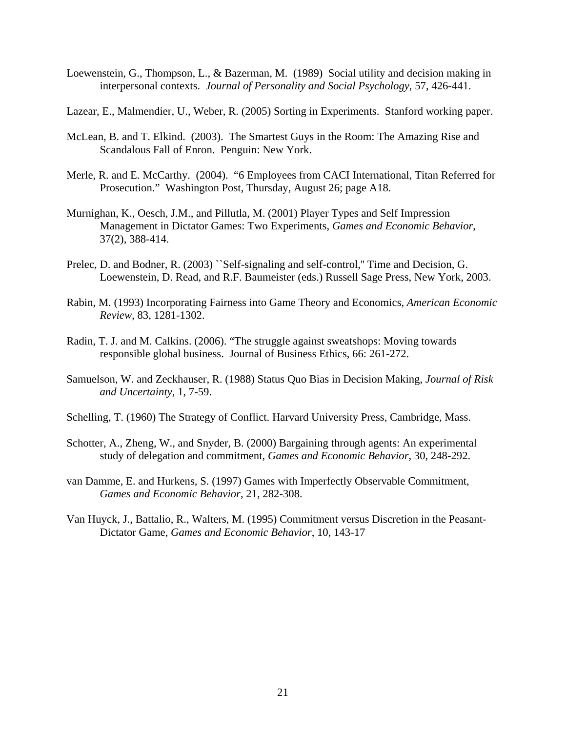Loewenstein, G., Thompson, L., & Bazerman, M. (1989) Social utility and decision making in interpersonal contexts. *Journal of Personality and Social Psychology*, 57, 426-441.

Lazear, E., Malmendier, U., Weber, R. (2005) Sorting in Experiments. Stanford working paper.

McLean, B. and T. Elkind. (2003). The Smartest Guys in the Room: The Amazing Rise and Scandalous Fall of Enron. Penguin: New York.

Merle, R. and E. McCarthy. (2004). "6 Employees from CACI International, Titan Referred for Prosecution." Washington Post, Thursday, August 26; page A18.

Murnighan, K., Oesch, J.M., and Pillutla, M. (2001) Player Types and Self Impression Management in Dictator Games: Two Experiments, *Games and Economic Behavior*, 37(2), 388-414.

Prelec, D. and Bodner, R. (2003) ``Self-signaling and self-control,'' Time and Decision, G. Loewenstein, D. Read, and R.F. Baumeister (eds.) Russell Sage Press, New York, 2003.

Rabin, M. (1993) Incorporating Fairness into Game Theory and Economics, *American Economic Review*, 83, 1281-1302.

Radin, T. J. and M. Calkins. (2006). "The struggle against sweatshops: Moving towards responsible global business. Journal of Business Ethics, 66: 261-272.

Samuelson, W. and Zeckhauser, R. (1988) Status Quo Bias in Decision Making, *Journal of Risk and Uncertainty*, 1, 7-59.

Schelling, T. (1960) The Strategy of Conflict. Harvard University Press, Cambridge, Mass.

Schotter, A., Zheng, W., and Snyder, B. (2000) Bargaining through agents: An experimental study of delegation and commitment, *Games and Economic Behavior*, 30, 248-292.

van Damme, E. and Hurkens, S. (1997) Games with Imperfectly Observable Commitment, *Games and Economic Behavior*, 21, 282-308.

Van Huyck, J., Battalio, R., Walters, M. (1995) Commitment versus Discretion in the Peasant-Dictator Game, *Games and Economic Behavior*, 10, 143-17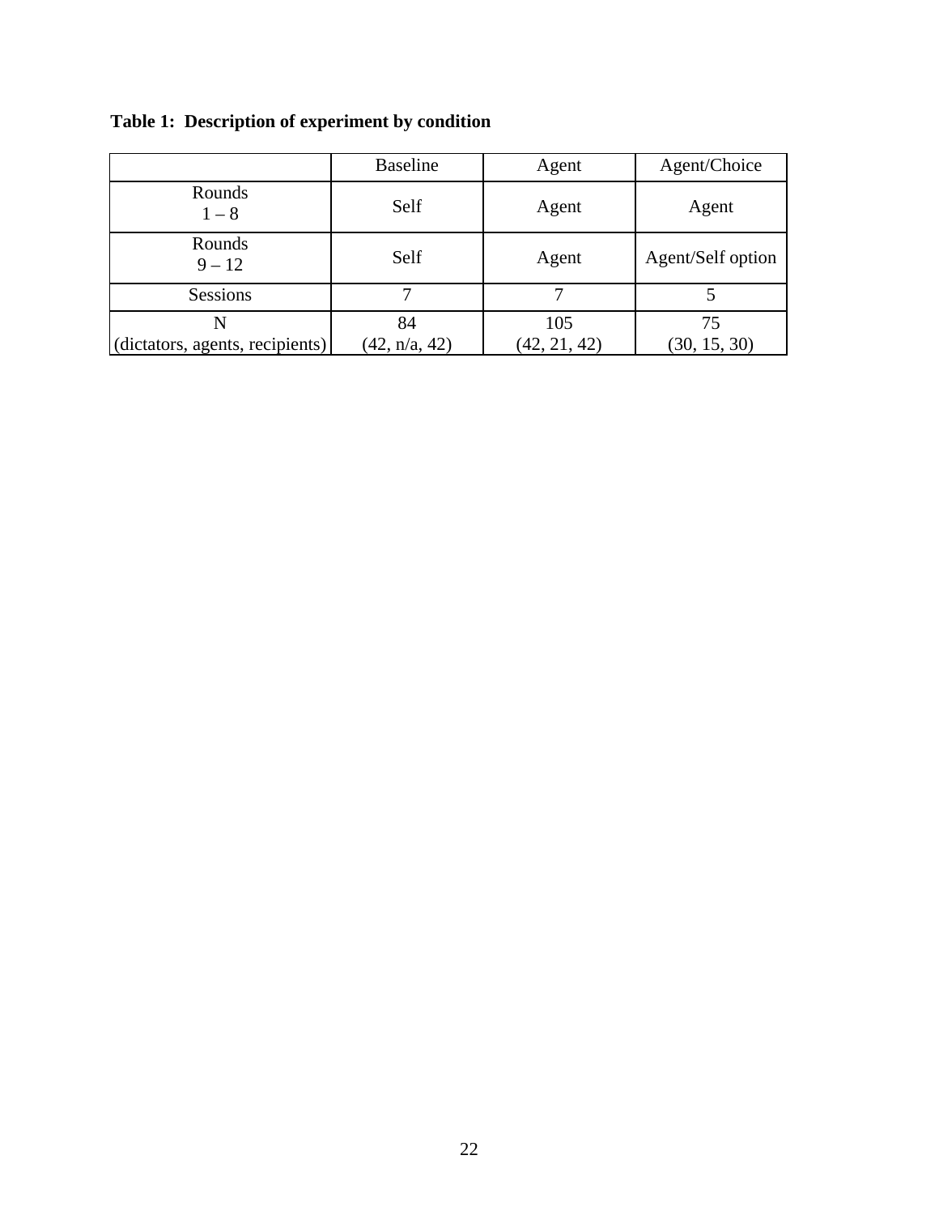**Table 1: Description of experiment by condition**

| | Baseline | Agent | Agent/Choice |
|---|---|---|---|
| Rounds 1 – 8 | Self | Agent | Agent |
| Rounds 9 – 12 | Self | Agent | Agent/Self option |
| Sessions | 7 | 7 | 5 |
| N (dictators, agents, recipients) | 84 (42, n/a, 42) | 105 (42, 21, 42) | 75 (30, 15, 30) |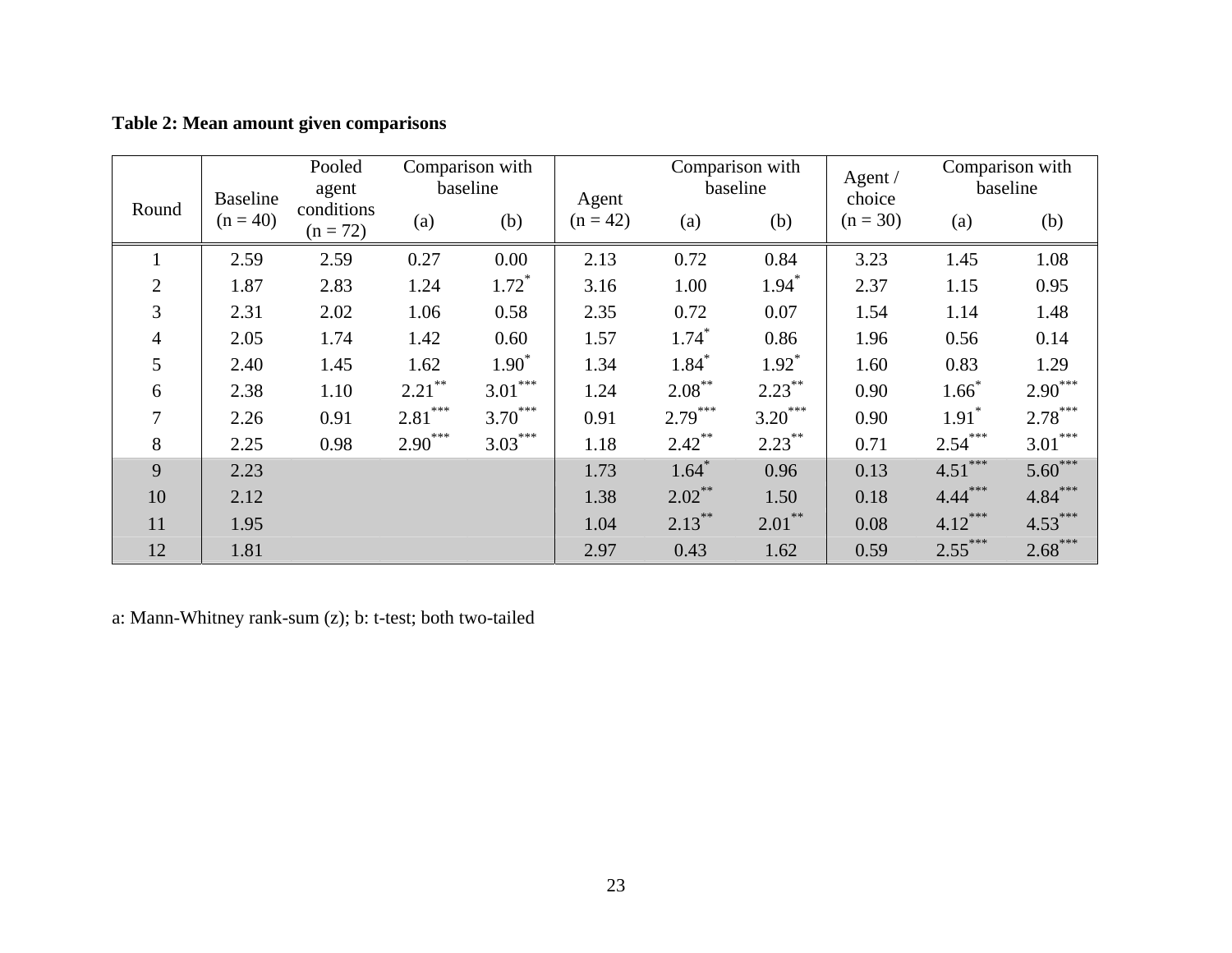**Table 2: Mean amount given comparisons**

| Round | Baseline (n = 40) | Pooled agent conditions (n = 72) | Comparison with baseline | | Agent (n = 42) | Comparison with baseline | | Agent / choice (n = 30) | Comparison with baseline | |
|---|---|---|---|---|---|---|---|---|---|---|
| | | | (a) | (b) | | (a) | (b) | | (a) | (b) |
| 1 | 2.59 | 2.59 | 0.27 | 0.00 | 2.13 | 0.72 | 0.84 | 3.23 | 1.45 | 1.08 |
| 2 | 1.87 | 2.83 | 1.24 | 1.72* | 3.16 | 1.00 | 1.94* | 2.37 | 1.15 | 0.95 |
| 3 | 2.31 | 2.02 | 1.06 | 0.58 | 2.35 | 0.72 | 0.07 | 1.54 | 1.14 | 1.48 |
| 4 | 2.05 | 1.74 | 1.42 | 0.60 | 1.57 | 1.74* | 0.86 | 1.96 | 0.56 | 0.14 |
| 5 | 2.40 | 1.45 | 1.62 | 1.90* | 1.34 | 1.84* | 1.92* | 1.60 | 0.83 | 1.29 |
| 6 | 2.38 | 1.10 | 2.21** | 3.01*** | 1.24 | 2.08** | 2.23** | 0.90 | 1.66* | 2.90*** |
| 7 | 2.26 | 0.91 | 2.81*** | 3.70*** | 0.91 | 2.79*** | 3.20*** | 0.90 | 1.91* | 2.78*** |
| 8 | 2.25 | 0.98 | 2.90*** | 3.03*** | 1.18 | 2.42** | 2.23** | 0.71 | 2.54*** | 3.01*** |
| 9 | 2.23 | | | | 1.73 | 1.64* | 0.96 | 0.13 | 4.51*** | 5.60*** |
| 10 | 2.12 | | | | 1.38 | 2.02** | 1.50 | 0.18 | 4.44*** | 4.84*** |
| 11 | 1.95 | | | | 1.04 | 2.13** | 2.01** | 0.08 | 4.12*** | 4.53*** |
| 12 | 1.81 | | | | 2.97 | 0.43 | 1.62 | 0.59 | 2.55*** | 2.68*** |

a: Mann-Whitney rank-sum (z); b: t-test; both two-tailed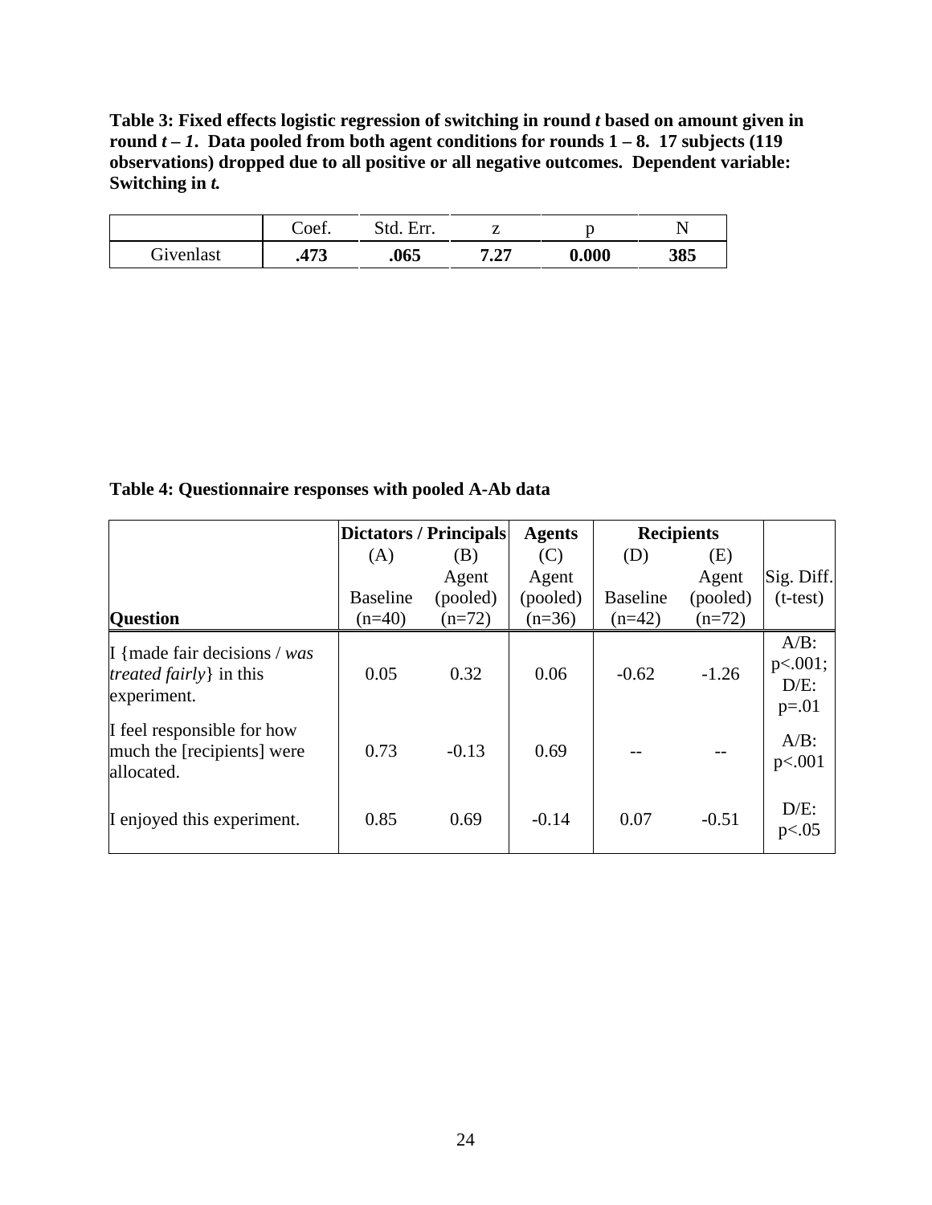**Table 3: Fixed effects logistic regression of switching in round *t* based on amount given in round *t – 1*. Data pooled from both agent conditions for rounds 1 – 8. 17 subjects (119 observations) dropped due to all positive or all negative outcomes. Dependent variable: Switching in *t*.**

| | Coef. | Std. Err. | z | p | N |
|---|---|---|---|---|---|
| Givenlast | **.473** | **.065** | **7.27** | **0.000** | **385** |

**Table 4: Questionnaire responses with pooled A-Ab data**

| | **Dictators / Principals** | | **Agents** | **Recipients** | | |
|---|---|---|---|---|---|---|
| | (A) | (B) | (C) | (D) | (E) | |
| **Question** | Baseline (n=40) | Agent (pooled) (n=72) | Agent (pooled) (n=36) | Baseline (n=42) | Agent (pooled) (n=72) | Sig. Diff. (t-test) |
| I {made fair decisions / *was treated fairly*} in this experiment. | 0.05 | 0.32 | 0.06 | -0.62 | -1.26 | A/B: p<.001; D/E: p=.01 |
| I feel responsible for how much the [recipients] were allocated. | 0.73 | -0.13 | 0.69 | -- | -- | A/B: p<.001 |
| I enjoyed this experiment. | 0.85 | 0.69 | -0.14 | 0.07 | -0.51 | D/E: p<.05 |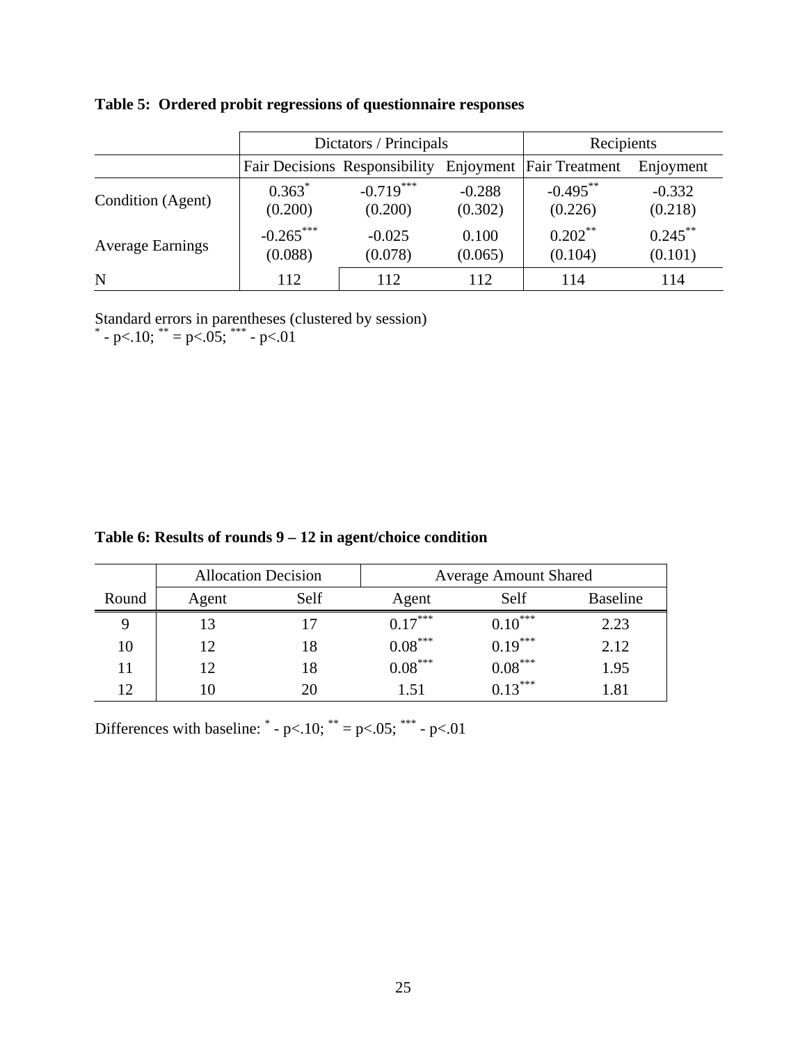**Table 5: Ordered probit regressions of questionnaire responses**

| | Dictators / Principals | | | Recipients | |
|---|---|---|---|---|---|
| | Fair Decisions | Responsibility | Enjoyment | Fair Treatment | Enjoyment |
| Condition (Agent) | $0.363^{*}$<br>(0.200) | $-0.719^{***}$<br>(0.200) | -0.288<br>(0.302) | $-0.495^{**}$<br>(0.226) | -0.332<br>(0.218) |
| Average Earnings | $-0.265^{***}$<br>(0.088) | -0.025<br>(0.078) | 0.100<br>(0.065) | $0.202^{**}$<br>(0.104) | $0.245^{**}$<br>(0.101) |
| N | 112 | 112 | 112 | 114 | 114 |

Standard errors in parentheses (clustered by session)
$^{*}$ - p<.10; $^{**}$ = p<.05; $^{***}$ - p<.01

**Table 6: Results of rounds 9 – 12 in agent/choice condition**

| | Allocation Decision | | Average Amount Shared | | |
|---|---|---|---|---|---|
| Round | Agent | Self | Agent | Self | Baseline |
| 9 | 13 | 17 | $0.17^{***}$ | $0.10^{***}$ | 2.23 |
| 10 | 12 | 18 | $0.08^{***}$ | $0.19^{***}$ | 2.12 |
| 11 | 12 | 18 | $0.08^{***}$ | $0.08^{***}$ | 1.95 |
| 12 | 10 | 20 | 1.51 | $0.13^{***}$ | 1.81 |

Differences with baseline: $^{*}$ - p<.10; $^{**}$ = p<.05; $^{***}$ - p<.01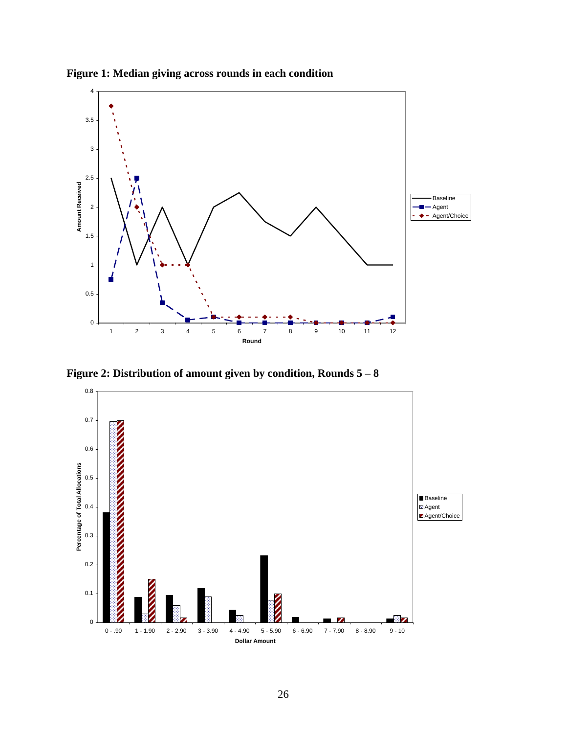**Figure 1: Median giving across rounds in each condition**

**Figure 2: Distribution of amount given by condition, Rounds 5 – 8**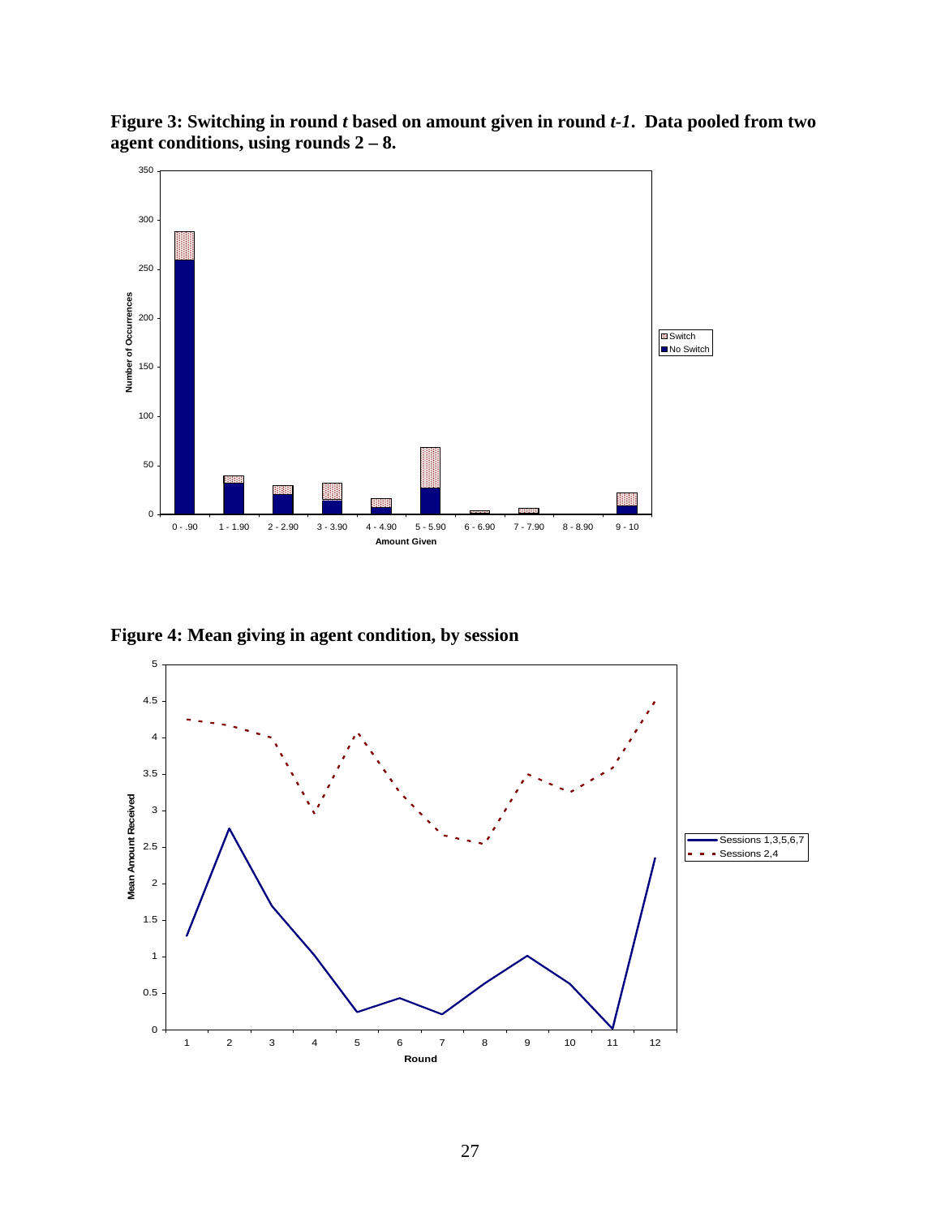**Figure 3: Switching in round *t* based on amount given in round *t-1*. Data pooled from two agent conditions, using rounds 2 – 8.**

350
300
250
200
150
100
50
0

Number of Occurrences

0 - .90
1 - 1.90
2 - 2.90
3 - 3.90
4 - 4.90
5 - 5.90
6 - 6.90
7 - 7.90
8 - 8.90
9 - 10

Amount Given

Switch
No Switch

**Figure 4: Mean giving in agent condition, by session**

5
4.5
4
3.5
3
2.5
2
1.5
1
0.5
0

Mean Amount Received

1
2
3
4
5
6
7
8
9
10
11
12

Round

Sessions 1,3,5,6,7
Sessions 2,4